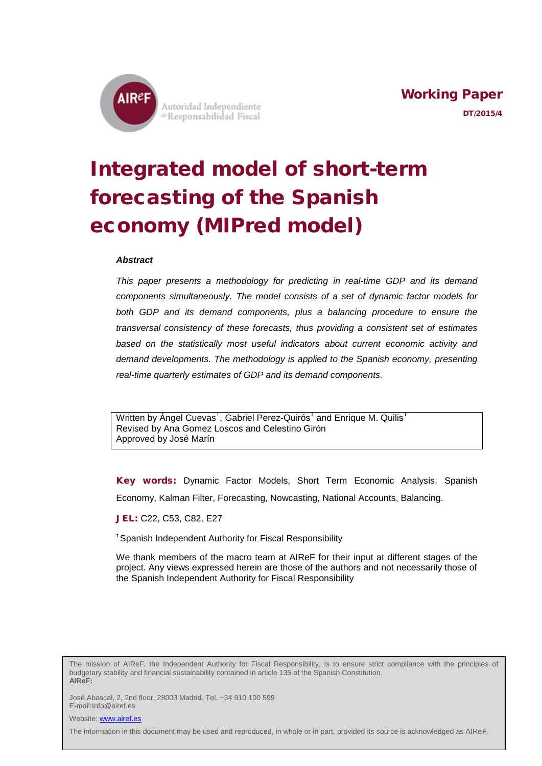AIReF Autoridad Independiente de Responsabilidad Fiscal

**Working Paper**

**DT/2015/4**

# Integrated model of short-term forecasting of the Spanish economy (MIPred model)

***Abstract***

*This paper presents a methodology for predicting in real-time GDP and its demand components simultaneously. The model consists of a set of dynamic factor models for both GDP and its demand components, plus a balancing procedure to ensure the transversal consistency of these forecasts, thus providing a consistent set of estimates based on the statistically most useful indicators about current economic activity and demand developments. The methodology is applied to the Spanish economy, presenting real-time quarterly estimates of GDP and its demand components.*

Written by Ángel Cuevas[ᶦ], Gabriel Perez-Quirós[ᶦ] and Enrique M. Quilis[ᶦ]
Revised by Ana Gomez Loscos and Celestino Girón
Approved by José Marín

**Key words:** Dynamic Factor Models, Short Term Economic Analysis, Spanish Economy, Kalman Filter, Forecasting, Nowcasting, National Accounts, Balancing.

**JEL:** C22, C53, C82, E27

[ᶦ] Spanish Independent Authority for Fiscal Responsibility

We thank members of the macro team at AIReF for their input at different stages of the project. Any views expressed herein are those of the authors and not necessarily those of the Spanish Independent Authority for Fiscal Responsibility

The mission of AIReF, the Independent Authority for Fiscal Responsibility, is to ensure strict compliance with the principles of budgetary stability and financial sustainability contained in article 135 of the Spanish Constitution.
**AIReF:**

José Abascal, 2, 2nd floor. 28003 Madrid. Tel. +34 910 100 599
E-mail:Info@airef.es

Website: [www.airef.es](http://www.airef.es)

The information in this document may be used and reproduced, in whole or in part, provided its source is acknowledged as AIReF.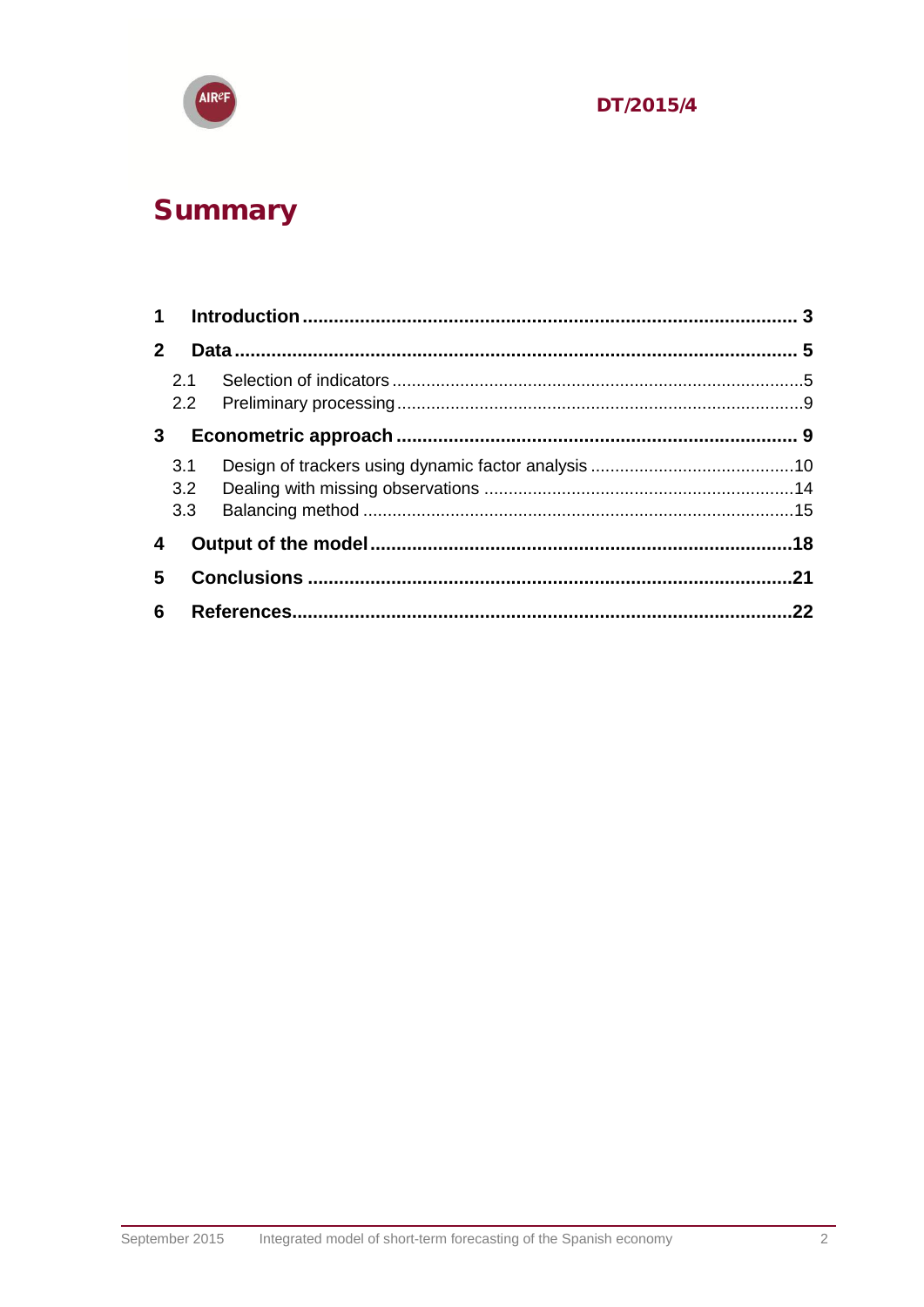# Summary

- **1 Introduction** ........ **3**
- **2 Data** ........ **5**
  - 2.1 Selection of indicators ........ 5
  - 2.2 Preliminary processing ........ 9
- **3 Econometric approach** ........ **9**
  - 3.1 Design of trackers using dynamic factor analysis ........ 10
  - 3.2 Dealing with missing observations ........ 14
  - 3.3 Balancing method ........ 15
- **4 Output of the model** ........ **18**
- **5 Conclusions** ........ **21**
- **6 References** ........ **22**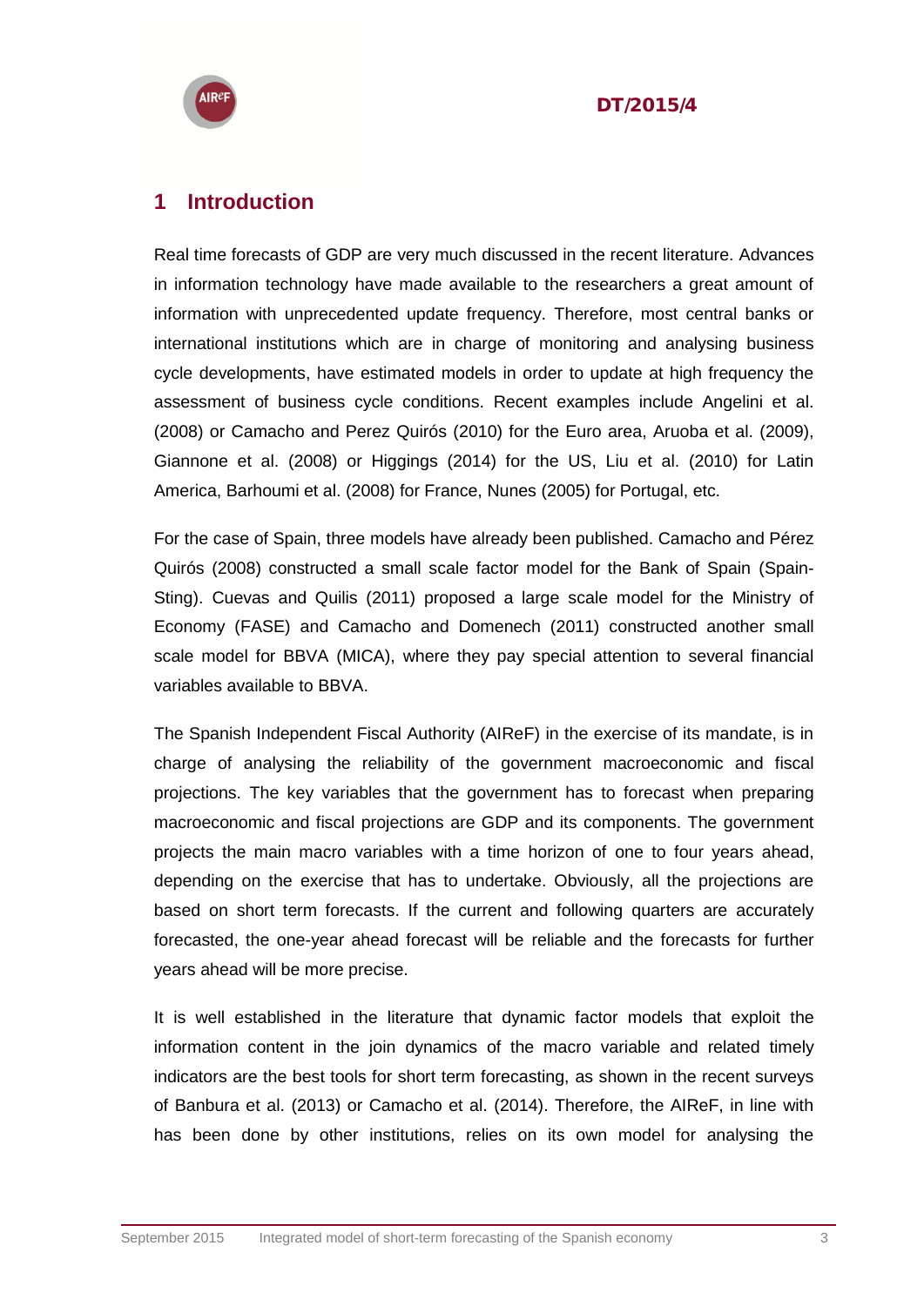# 1 Introduction

Real time forecasts of GDP are very much discussed in the recent literature. Advances in information technology have made available to the researchers a great amount of information with unprecedented update frequency. Therefore, most central banks or international institutions which are in charge of monitoring and analysing business cycle developments, have estimated models in order to update at high frequency the assessment of business cycle conditions. Recent examples include Angelini et al. (2008) or Camacho and Perez Quirós (2010) for the Euro area, Aruoba et al. (2009), Giannone et al. (2008) or Higgings (2014) for the US, Liu et al. (2010) for Latin America, Barhoumi et al. (2008) for France, Nunes (2005) for Portugal, etc.

For the case of Spain, three models have already been published. Camacho and Pérez Quirós (2008) constructed a small scale factor model for the Bank of Spain (Spain-Sting). Cuevas and Quilis (2011) proposed a large scale model for the Ministry of Economy (FASE) and Camacho and Domenech (2011) constructed another small scale model for BBVA (MICA), where they pay special attention to several financial variables available to BBVA.

The Spanish Independent Fiscal Authority (AIReF) in the exercise of its mandate, is in charge of analysing the reliability of the government macroeconomic and fiscal projections. The key variables that the government has to forecast when preparing macroeconomic and fiscal projections are GDP and its components. The government projects the main macro variables with a time horizon of one to four years ahead, depending on the exercise that has to undertake. Obviously, all the projections are based on short term forecasts. If the current and following quarters are accurately forecasted, the one-year ahead forecast will be reliable and the forecasts for further years ahead will be more precise.

It is well established in the literature that dynamic factor models that exploit the information content in the join dynamics of the macro variable and related timely indicators are the best tools for short term forecasting, as shown in the recent surveys of Banbura et al. (2013) or Camacho et al. (2014). Therefore, the AIReF, in line with has been done by other institutions, relies on its own model for analysing the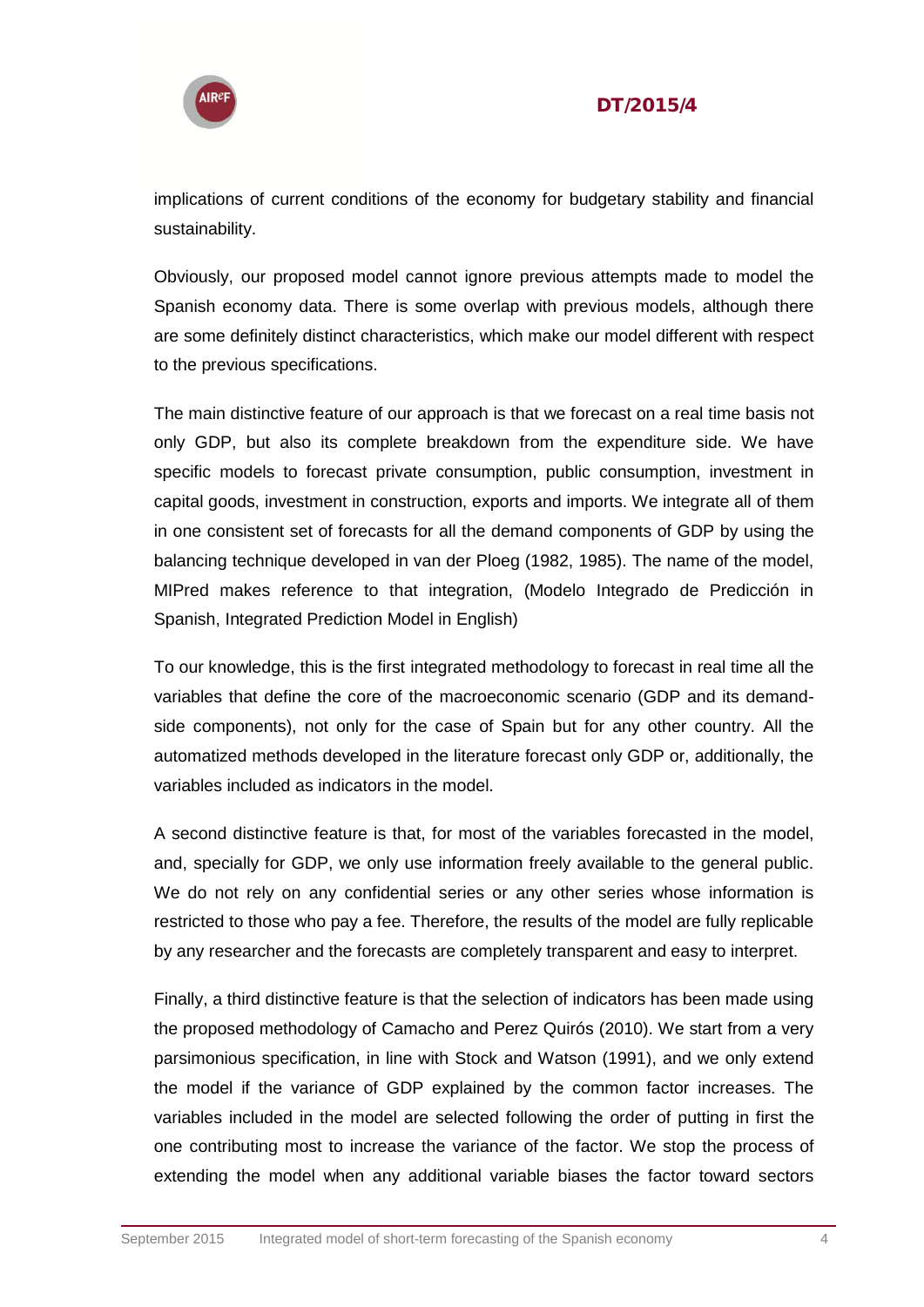implications of current conditions of the economy for budgetary stability and financial sustainability.

Obviously, our proposed model cannot ignore previous attempts made to model the Spanish economy data. There is some overlap with previous models, although there are some definitely distinct characteristics, which make our model different with respect to the previous specifications.

The main distinctive feature of our approach is that we forecast on a real time basis not only GDP, but also its complete breakdown from the expenditure side. We have specific models to forecast private consumption, public consumption, investment in capital goods, investment in construction, exports and imports. We integrate all of them in one consistent set of forecasts for all the demand components of GDP by using the balancing technique developed in van der Ploeg (1982, 1985). The name of the model, MIPred makes reference to that integration, (Modelo Integrado de Predicción in Spanish, Integrated Prediction Model in English)

To our knowledge, this is the first integrated methodology to forecast in real time all the variables that define the core of the macroeconomic scenario (GDP and its demand-side components), not only for the case of Spain but for any other country. All the automatized methods developed in the literature forecast only GDP or, additionally, the variables included as indicators in the model.

A second distinctive feature is that, for most of the variables forecasted in the model, and, specially for GDP, we only use information freely available to the general public. We do not rely on any confidential series or any other series whose information is restricted to those who pay a fee. Therefore, the results of the model are fully replicable by any researcher and the forecasts are completely transparent and easy to interpret.

Finally, a third distinctive feature is that the selection of indicators has been made using the proposed methodology of Camacho and Perez Quirós (2010). We start from a very parsimonious specification, in line with Stock and Watson (1991), and we only extend the model if the variance of GDP explained by the common factor increases. The variables included in the model are selected following the order of putting in first the one contributing most to increase the variance of the factor. We stop the process of extending the model when any additional variable biases the factor toward sectors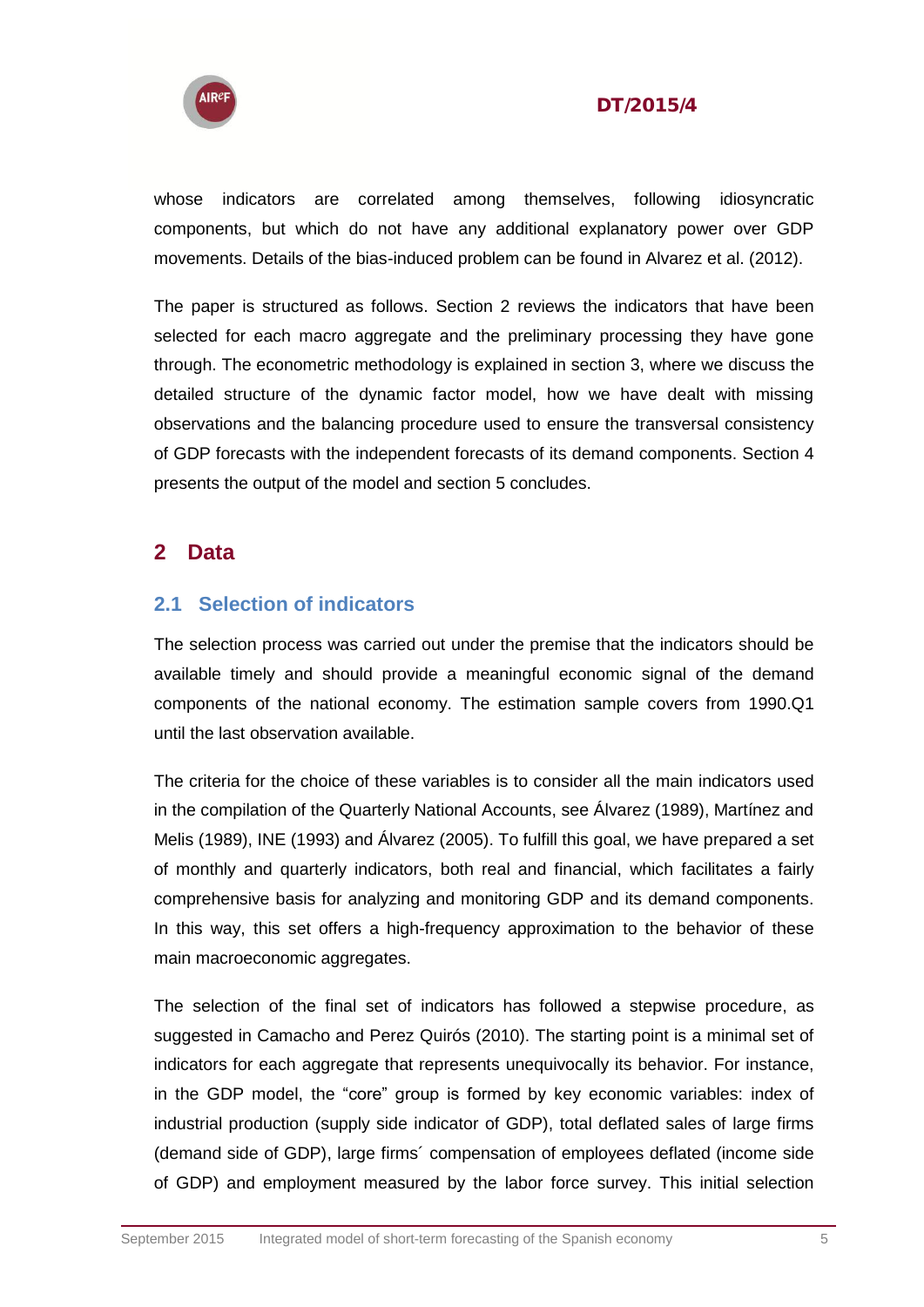whose indicators are correlated among themselves, following idiosyncratic components, but which do not have any additional explanatory power over GDP movements. Details of the bias-induced problem can be found in Alvarez et al. (2012).

The paper is structured as follows. Section 2 reviews the indicators that have been selected for each macro aggregate and the preliminary processing they have gone through. The econometric methodology is explained in section 3, where we discuss the detailed structure of the dynamic factor model, how we have dealt with missing observations and the balancing procedure used to ensure the transversal consistency of GDP forecasts with the independent forecasts of its demand components. Section 4 presents the output of the model and section 5 concludes.

# 2 Data

## 2.1 Selection of indicators

The selection process was carried out under the premise that the indicators should be available timely and should provide a meaningful economic signal of the demand components of the national economy. The estimation sample covers from 1990.Q1 until the last observation available.

The criteria for the choice of these variables is to consider all the main indicators used in the compilation of the Quarterly National Accounts, see Álvarez (1989), Martínez and Melis (1989), INE (1993) and Álvarez (2005). To fulfill this goal, we have prepared a set of monthly and quarterly indicators, both real and financial, which facilitates a fairly comprehensive basis for analyzing and monitoring GDP and its demand components. In this way, this set offers a high-frequency approximation to the behavior of these main macroeconomic aggregates.

The selection of the final set of indicators has followed a stepwise procedure, as suggested in Camacho and Perez Quirós (2010). The starting point is a minimal set of indicators for each aggregate that represents unequivocally its behavior. For instance, in the GDP model, the "core" group is formed by key economic variables: index of industrial production (supply side indicator of GDP), total deflated sales of large firms (demand side of GDP), large firms´ compensation of employees deflated (income side of GDP) and employment measured by the labor force survey. This initial selection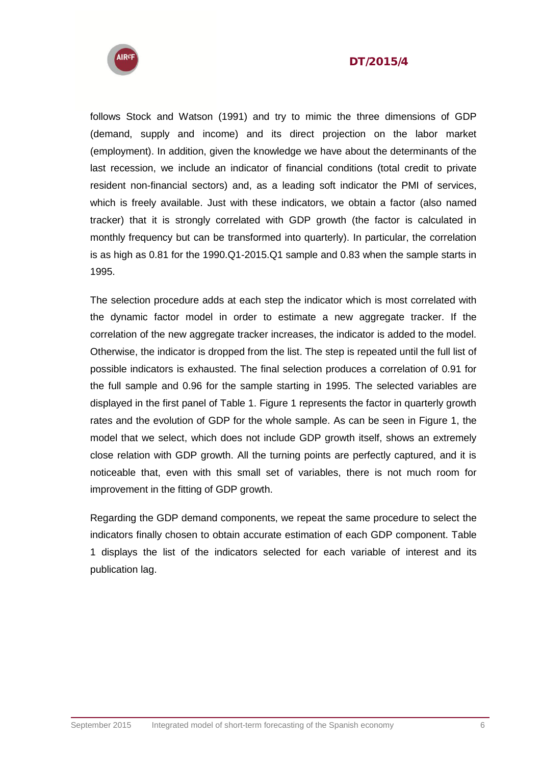follows Stock and Watson (1991) and try to mimic the three dimensions of GDP (demand, supply and income) and its direct projection on the labor market (employment). In addition, given the knowledge we have about the determinants of the last recession, we include an indicator of financial conditions (total credit to private resident non-financial sectors) and, as a leading soft indicator the PMI of services, which is freely available. Just with these indicators, we obtain a factor (also named tracker) that it is strongly correlated with GDP growth (the factor is calculated in monthly frequency but can be transformed into quarterly). In particular, the correlation is as high as 0.81 for the 1990.Q1-2015.Q1 sample and 0.83 when the sample starts in 1995.

The selection procedure adds at each step the indicator which is most correlated with the dynamic factor model in order to estimate a new aggregate tracker. If the correlation of the new aggregate tracker increases, the indicator is added to the model. Otherwise, the indicator is dropped from the list. The step is repeated until the full list of possible indicators is exhausted. The final selection produces a correlation of 0.91 for the full sample and 0.96 for the sample starting in 1995. The selected variables are displayed in the first panel of Table 1. Figure 1 represents the factor in quarterly growth rates and the evolution of GDP for the whole sample. As can be seen in Figure 1, the model that we select, which does not include GDP growth itself, shows an extremely close relation with GDP growth. All the turning points are perfectly captured, and it is noticeable that, even with this small set of variables, there is not much room for improvement in the fitting of GDP growth.

Regarding the GDP demand components, we repeat the same procedure to select the indicators finally chosen to obtain accurate estimation of each GDP component. Table 1 displays the list of the indicators selected for each variable of interest and its publication lag.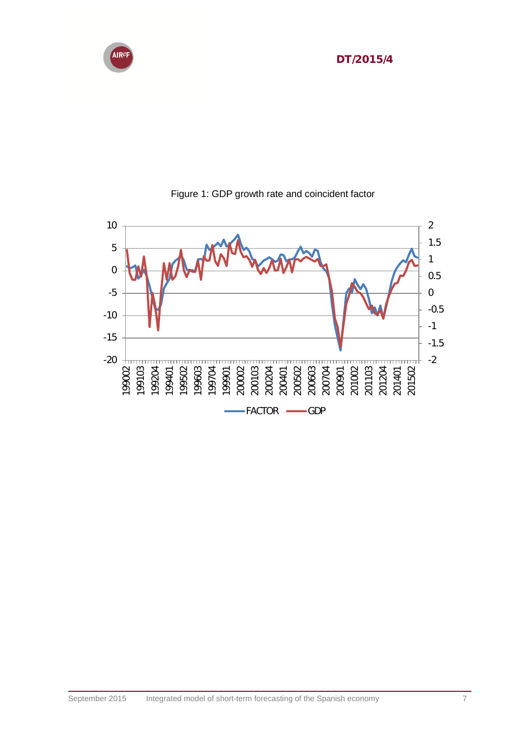Figure 1: GDP growth rate and coincident factor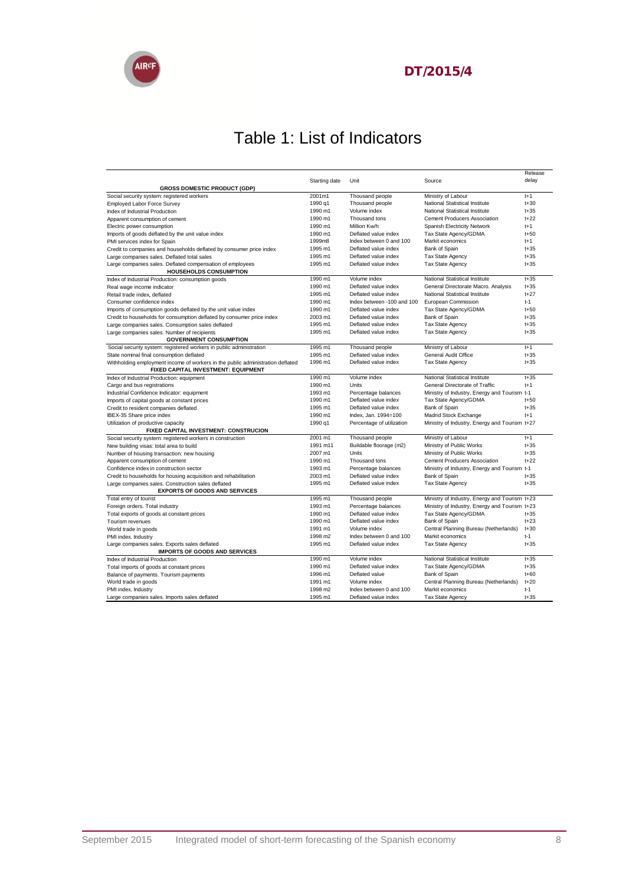# Table 1: List of Indicators

| | Starting date | Unit | Source | Release delay |
|---|---|---|---|---|
| **GROSS DOMESTIC PRODUCT (GDP)** | | | | |
| Social security system: registered workers | 2001m1 | Thousand people | Ministry of Labour | t+1 |
| Employed Labor Force Survey | 1990 q1 | Thousand people | National Statistical Institute | t+30 |
| Index of Industrial Production | 1990 m1 | Volume index | National Statistical Institute | t+35 |
| Apparent consumption of cement | 1990 m1 | Thousand tons | Cement Producers Association | t+22 |
| Electric power consumption | 1990 m1 | Million Kw/h | Spanish Electricity Network | t+1 |
| Imports of goods deflated by the unit value index | 1990 m1 | Deflated value index | Tax State Agency/GDMA | t+50 |
| PMI services index for Spain | 1999m8 | Index between 0 and 100 | Markit economics | t+1 |
| Credit to companies and households deflated by consumer price index | 1995 m1 | Deflated value index | Bank of Spain | t+35 |
| Large companies sales. Deflated total sales | 1995 m1 | Deflated value index | Tax State Agency | t+35 |
| Large companies sales. Deflated compensation of employees | 1995 m1 | Deflated value index | Tax State Agency | t+35 |
| **HOUSEHOLDS CONSUMPTION** | | | | |
| Index of Industrial Production: consumption goods | 1990 m1 | Volume index | National Statistical Institute | t+35 |
| Real wage income indicator | 1990 m1 | Deflated value index | General Directorate Macro. Analysis | t+35 |
| Retail trade index, deflated | 1995 m1 | Deflated value index | National Statistical Institute | t+27 |
| Consumer confidence index | 1990 m1 | Index between -100 and 100 | European Commission | t-1 |
| Imports of consumption goods deflated by the unit value index | 1990 m1 | Deflated value index | Tax State Agency/GDMA | t+50 |
| Credit to households for consumption deflated by consumer price index | 2003 m1 | Deflated value index | Bank of Spain | t+35 |
| Large companies sales. Consumption sales deflated | 1995 m1 | Deflated value index | Tax State Agency | t+35 |
| Large companies sales. Number of recipients | 1995 m1 | Deflated value index | Tax State Agency | t+35 |
| **GOVERNMENT CONSUMPTION** | | | | |
| Social security system: registered workers in public administration | 1995 m1 | Thousand people | Ministry of Labour | t+1 |
| State nominal final consumption deflated | 1995 m1 | Deflated value index | General Audit Office | t+35 |
| Withholding employment income of workers in the public administration deflated | 1996 m1 | Deflated value index | Tax State Agency | t+35 |
| **FIXED CAPITAL INVESTMENT: EQUIPMENT** | | | | |
| Index of Industrial Production: equipment | 1990 m1 | Volume index | National Statistical Institute | t+35 |
| Cargo and bus registrations | 1990 m1 | Units | General Directorate of Traffic | t+1 |
| Industrial Confidence Indicator: equipment | 1993 m1 | Percentage balances | Ministry of Industry, Energy and Tourism | t-1 |
| Imports of capital goods at constant prices | 1990 m1 | Deflated value index | Tax State Agency/GDMA | t+50 |
| Credit to resident companies deflated | 1995 m1 | Deflated value index | Bank of Spain | t+35 |
| IBEX-35 Share price index | 1990 m1 | Index, Jan. 1994=100 | Madrid Stock Exchange | t+1 |
| Utilization of productive capacity | 1990 q1 | Percentage of utilization | Ministry of Industry, Energy and Tourism | t+27 |
| **FIXED CAPITAL INVESTMENT: CONSTRUCION** | | | | |
| Social security system: registered workers in construction | 2001 m1 | Thousand people | Ministry of Labour | t+1 |
| New building visas: total area to build | 1991 m11 | Buildable floorage (m2) | Ministry of Public Works | t+35 |
| Number of housing transaction: new housing | 2007 m1 | Units | Ministry of Public Works | t+35 |
| Apparent consumption of cement | 1990 m1 | Thousand tons | Cement Producers Association | t+22 |
| Confidence index in construction sector | 1993 m1 | Percentage balances | Ministry of Industry, Energy and Tourism | t-1 |
| Credit to households for housing acquisition and rehabilitation | 2003 m1 | Deflated value index | Bank of Spain | t+35 |
| Large companies sales. Construction sales deflated | 1995 m1 | Deflated value index | Tax State Agency | t+35 |
| **EXPORTS OF GOODS AND SERVICES** | | | | |
| Total entry of tourist | 1995 m1 | Thousand people | Ministry of Industry, Energy and Tourism | t+23 |
| Foreign orders. Total industry | 1993 m1 | Percentage balances | Ministry of Industry, Energy and Tourism | t+23 |
| Total exports of goods at constant prices | 1990 m1 | Deflated value index | Tax State Agency/GDMA | t+35 |
| Tourism revenues | 1990 m1 | Deflated value index | Bank of Spain | t+23 |
| World trade in goods | 1991 m1 | Volume index | Central Planning Bureau (Netherlands) | t+30 |
| PMI index. Industry | 1998 m2 | Index between 0 and 100 | Markit economics | t-1 |
| Large companies sales. Exports sales deflated | 1995 m1 | Deflated value index | Tax State Agency | t+35 |
| **IMPORTS OF GOODS AND SERVICES** | | | | |
| Index of Industrial Production | 1990 m1 | Volume index | National Statistical Institute | t+35 |
| Total imports of goods at constant prices | 1990 m1 | Deflated value index | Tax State Agency/GDMA | t+35 |
| Balance of payments. Tourism payments | 1996 m1 | Deflated value | Bank of Spain | t+60 |
| World trade in goods | 1991 m1 | Volume index | Central Planning Bureau (Netherlands) | t+20 |
| PMI index. Industry | 1998 m2 | Index between 0 and 100 | Markit economics | t-1 |
| Large companies sales. Imports sales deflated | 1995 m1 | Deflated value index | Tax State Agency | t+35 |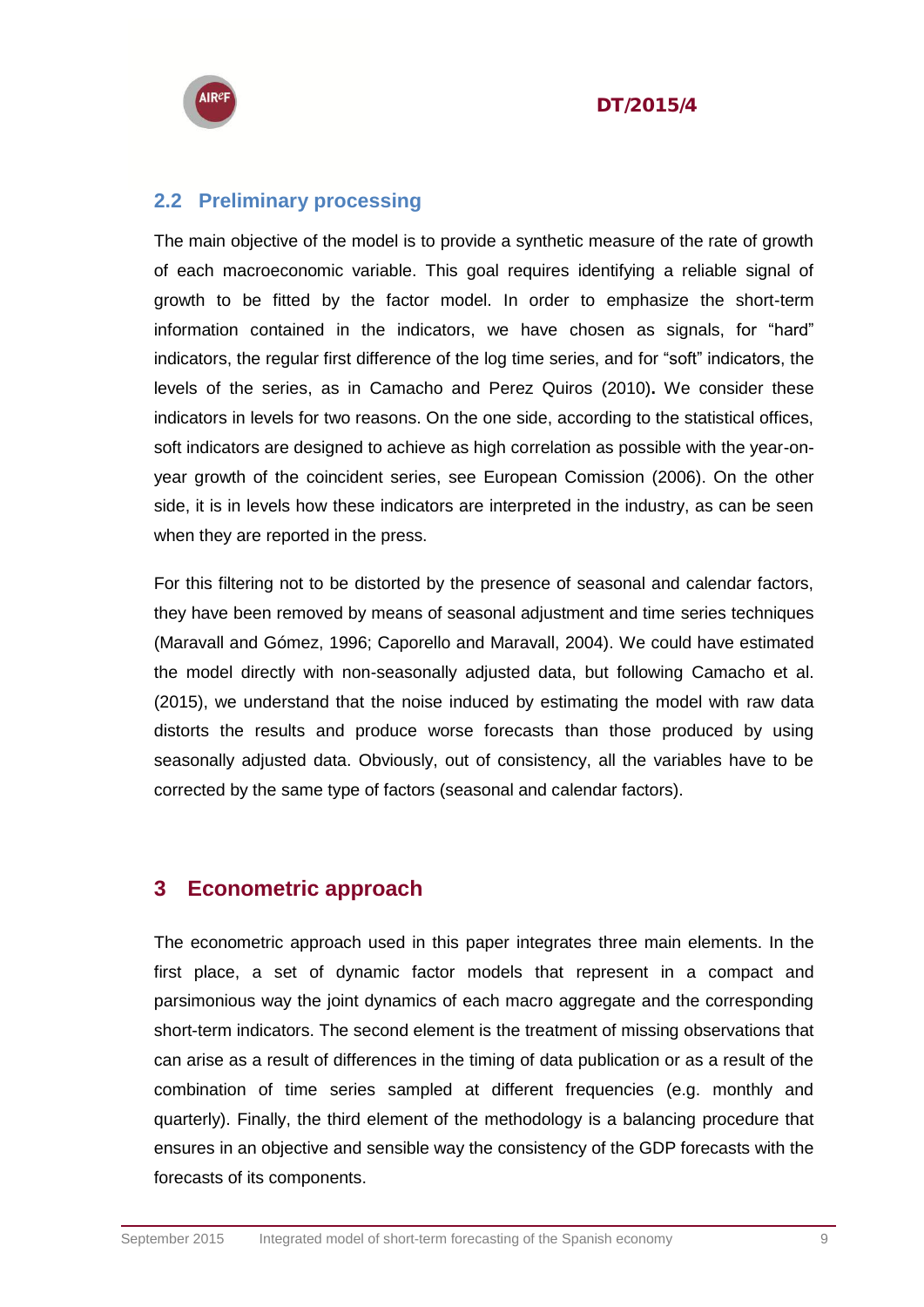## 2.2 Preliminary processing

The main objective of the model is to provide a synthetic measure of the rate of growth of each macroeconomic variable. This goal requires identifying a reliable signal of growth to be fitted by the factor model. In order to emphasize the short-term information contained in the indicators, we have chosen as signals, for "hard" indicators, the regular first difference of the log time series, and for "soft" indicators, the levels of the series, as in Camacho and Perez Quiros (2010). We consider these indicators in levels for two reasons. On the one side, according to the statistical offices, soft indicators are designed to achieve as high correlation as possible with the year-on-year growth of the coincident series, see European Comission (2006). On the other side, it is in levels how these indicators are interpreted in the industry, as can be seen when they are reported in the press.

For this filtering not to be distorted by the presence of seasonal and calendar factors, they have been removed by means of seasonal adjustment and time series techniques (Maravall and Gómez, 1996; Caporello and Maravall, 2004). We could have estimated the model directly with non-seasonally adjusted data, but following Camacho et al. (2015), we understand that the noise induced by estimating the model with raw data distorts the results and produce worse forecasts than those produced by using seasonally adjusted data. Obviously, out of consistency, all the variables have to be corrected by the same type of factors (seasonal and calendar factors).

# 3 Econometric approach

The econometric approach used in this paper integrates three main elements. In the first place, a set of dynamic factor models that represent in a compact and parsimonious way the joint dynamics of each macro aggregate and the corresponding short-term indicators. The second element is the treatment of missing observations that can arise as a result of differences in the timing of data publication or as a result of the combination of time series sampled at different frequencies (e.g. monthly and quarterly). Finally, the third element of the methodology is a balancing procedure that ensures in an objective and sensible way the consistency of the GDP forecasts with the forecasts of its components.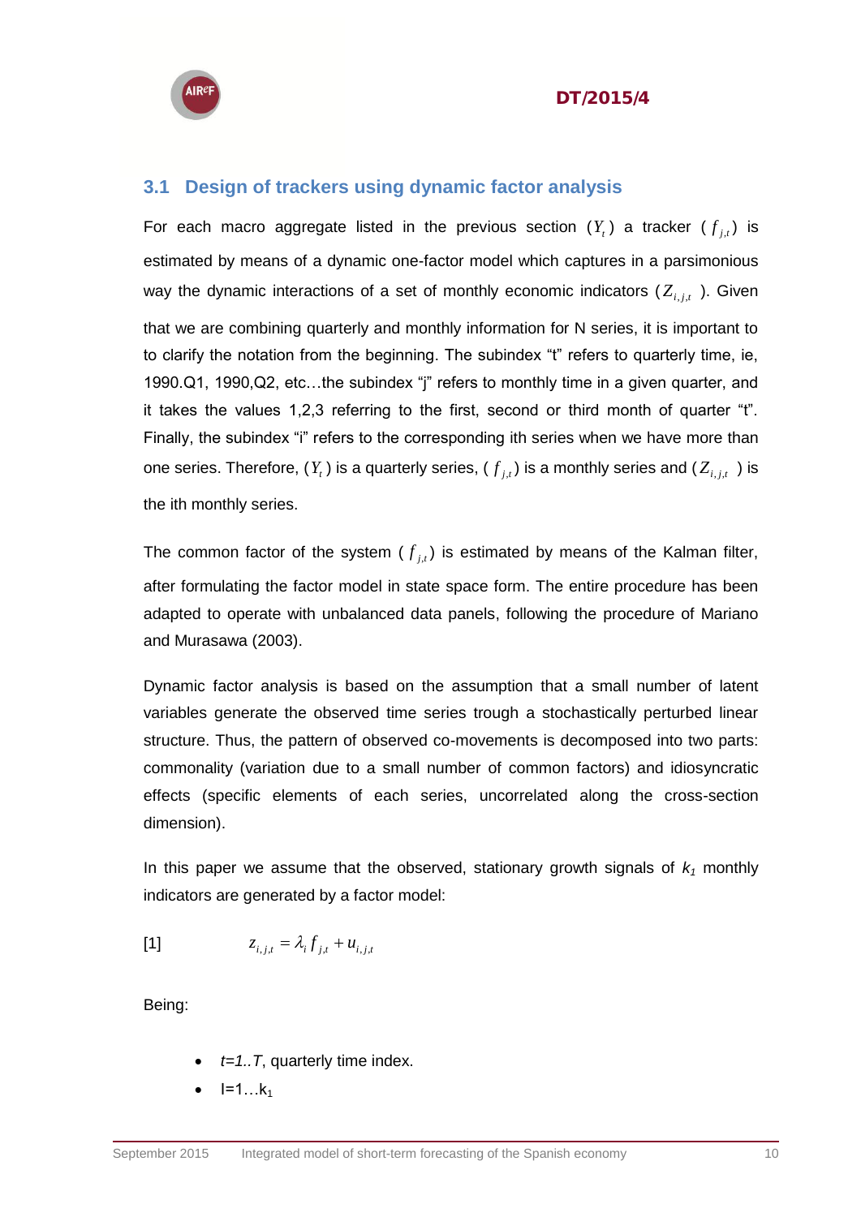## 3.1 Design of trackers using dynamic factor analysis

For each macro aggregate listed in the previous section ($Y_t$) a tracker ($f_{j,t}$) is estimated by means of a dynamic one-factor model which captures in a parsimonious way the dynamic interactions of a set of monthly economic indicators ($Z_{i,j,t}$). Given that we are combining quarterly and monthly information for N series, it is important to to clarify the notation from the beginning. The subindex "t" refers to quarterly time, ie, 1990.Q1, 1990,Q2, etc…the subindex "j" refers to monthly time in a given quarter, and it takes the values 1,2,3 referring to the first, second or third month of quarter "t". Finally, the subindex "i" refers to the corresponding ith series when we have more than one series. Therefore, ($Y_t$) is a quarterly series, ($f_{j,t}$) is a monthly series and ($Z_{i,j,t}$) is the ith monthly series.

The common factor of the system ($f_{j,t}$) is estimated by means of the Kalman filter, after formulating the factor model in state space form. The entire procedure has been adapted to operate with unbalanced data panels, following the procedure of Mariano and Murasawa (2003).

Dynamic factor analysis is based on the assumption that a small number of latent variables generate the observed time series trough a stochastically perturbed linear structure. Thus, the pattern of observed co-movements is decomposed into two parts: commonality (variation due to a small number of common factors) and idiosyncratic effects (specific elements of each series, uncorrelated along the cross-section dimension).

In this paper we assume that the observed, stationary growth signals of $k_1$ monthly indicators are generated by a factor model:

[1] $$z_{i,j,t} = \lambda_i f_{j,t} + u_{i,j,t}$$

Being:

- *t=1..T*, quarterly time index.
- I=1…$k_1$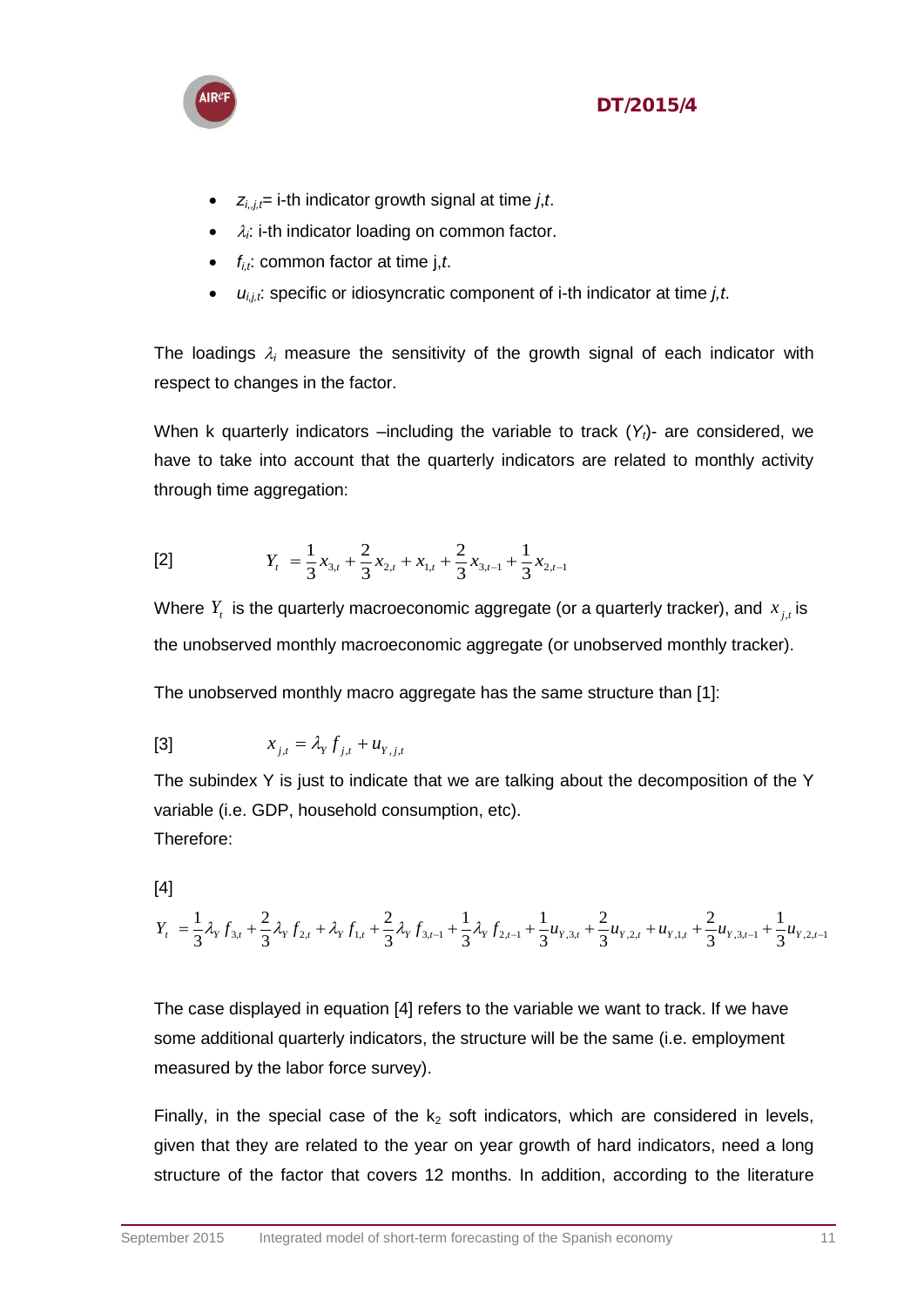- $z_{i,j,t}$= i-th indicator growth signal at time *j,t*.
- $\lambda_i$: i-th indicator loading on common factor.
- $f_{i,t}$: common factor at time j,*t*.
- $u_{i,j,t}$: specific or idiosyncratic component of i-th indicator at time *j,t*.

The loadings $\lambda_i$ measure the sensitivity of the growth signal of each indicator with respect to changes in the factor.

When k quarterly indicators –including the variable to track ($Y_t$)- are considered, we have to take into account that the quarterly indicators are related to monthly activity through time aggregation:

$$Y_t = \frac{1}{3}x_{3,t} + \frac{2}{3}x_{2,t} + x_{1,t} + \frac{2}{3}x_{3,t-1} + \frac{1}{3}x_{2,t-1} \quad [2]$$

Where $Y_t$ is the quarterly macroeconomic aggregate (or a quarterly tracker), and $x_{j,t}$ is the unobserved monthly macroeconomic aggregate (or unobserved monthly tracker).

The unobserved monthly macro aggregate has the same structure than [1]:

$$x_{j,t} = \lambda_Y f_{j,t} + u_{Y,j,t} \quad [3]$$

The subindex Y is just to indicate that we are talking about the decomposition of the Y variable (i.e. GDP, household consumption, etc).

Therefore:

[4]

$$Y_t = \frac{1}{3}\lambda_Y f_{3,t} + \frac{2}{3}\lambda_Y f_{2,t} + \lambda_Y f_{1,t} + \frac{2}{3}\lambda_Y f_{3,t-1} + \frac{1}{3}\lambda_Y f_{2,t-1} + \frac{1}{3}u_{Y,3,t} + \frac{2}{3}u_{Y,2,t} + u_{Y,1,t} + \frac{2}{3}u_{Y,3,t-1} + \frac{1}{3}u_{Y,2,t-1}$$

The case displayed in equation [4] refers to the variable we want to track. If we have some additional quarterly indicators, the structure will be the same (i.e. employment measured by the labor force survey).

Finally, in the special case of the $k_2$ soft indicators, which are considered in levels, given that they are related to the year on year growth of hard indicators, need a long structure of the factor that covers 12 months. In addition, according to the literature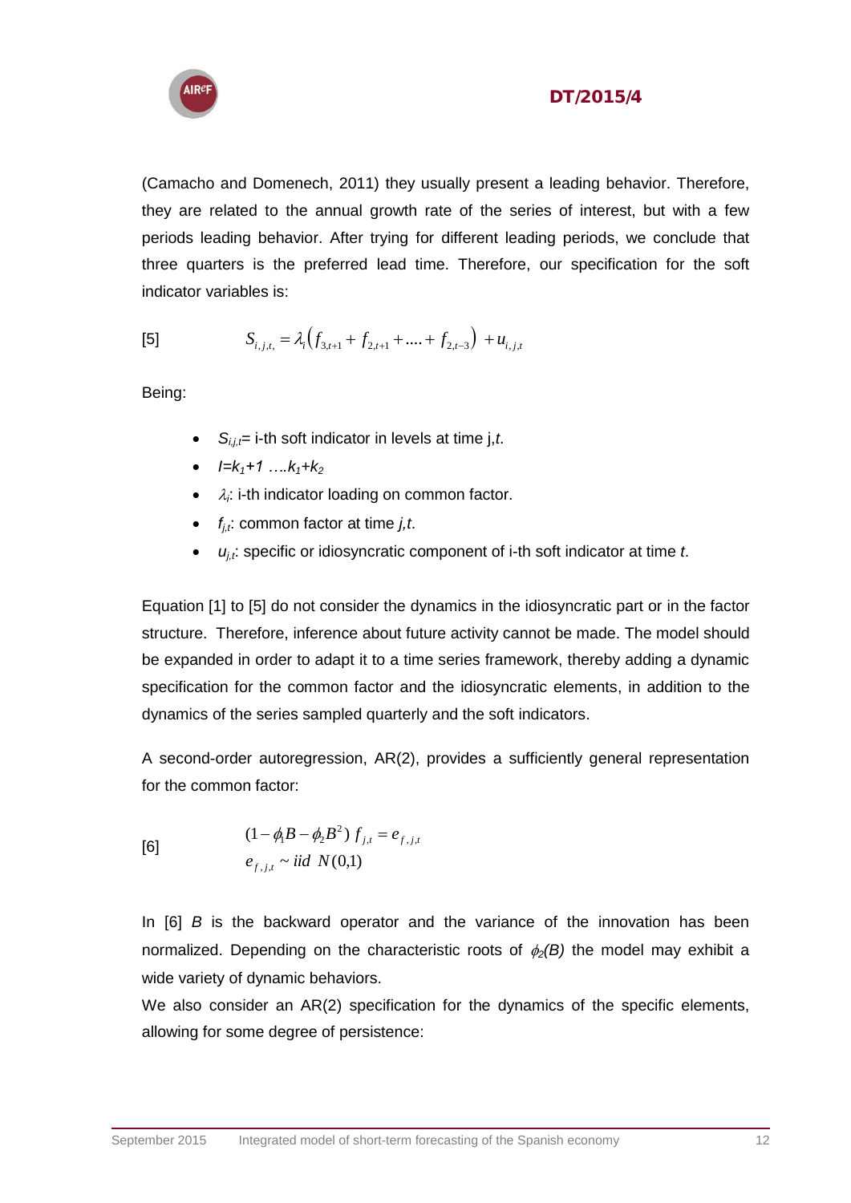(Camacho and Domenech, 2011) they usually present a leading behavior. Therefore, they are related to the annual growth rate of the series of interest, but with a few periods leading behavior. After trying for different leading periods, we conclude that three quarters is the preferred lead time. Therefore, our specification for the soft indicator variables is:

$$S_{i,j,t,} = \lambda_i \left( f_{3,t+1} + f_{2,t+1} + .... + f_{2,t-3} \right) + u_{i,j,t} \qquad [5]$$

Being:

- $S_{i,j,t}$= i-th soft indicator in levels at time j,$t$.
- $I=k_1+1 \; ....k_1+k_2$
- $\lambda_i$: i-th indicator loading on common factor.
- $f_{j,t}$: common factor at time $j,t$.
- $u_{j,t}$: specific or idiosyncratic component of i-th soft indicator at time $t$.

Equation [1] to [5] do not consider the dynamics in the idiosyncratic part or in the factor structure. Therefore, inference about future activity cannot be made. The model should be expanded in order to adapt it to a time series framework, thereby adding a dynamic specification for the common factor and the idiosyncratic elements, in addition to the dynamics of the series sampled quarterly and the soft indicators.

A second-order autoregression, AR(2), provides a sufficiently general representation for the common factor:

$$\begin{aligned} &(1 - \phi_1 B - \phi_2 B^2) \; f_{j,t} = e_{f,j,t} \\ &e_{f,j,t} \sim iid \;\; N(0,1) \end{aligned} \qquad [6]$$

In [6] $B$ is the backward operator and the variance of the innovation has been normalized. Depending on the characteristic roots of $\phi_2(B)$ the model may exhibit a wide variety of dynamic behaviors.

We also consider an AR(2) specification for the dynamics of the specific elements, allowing for some degree of persistence: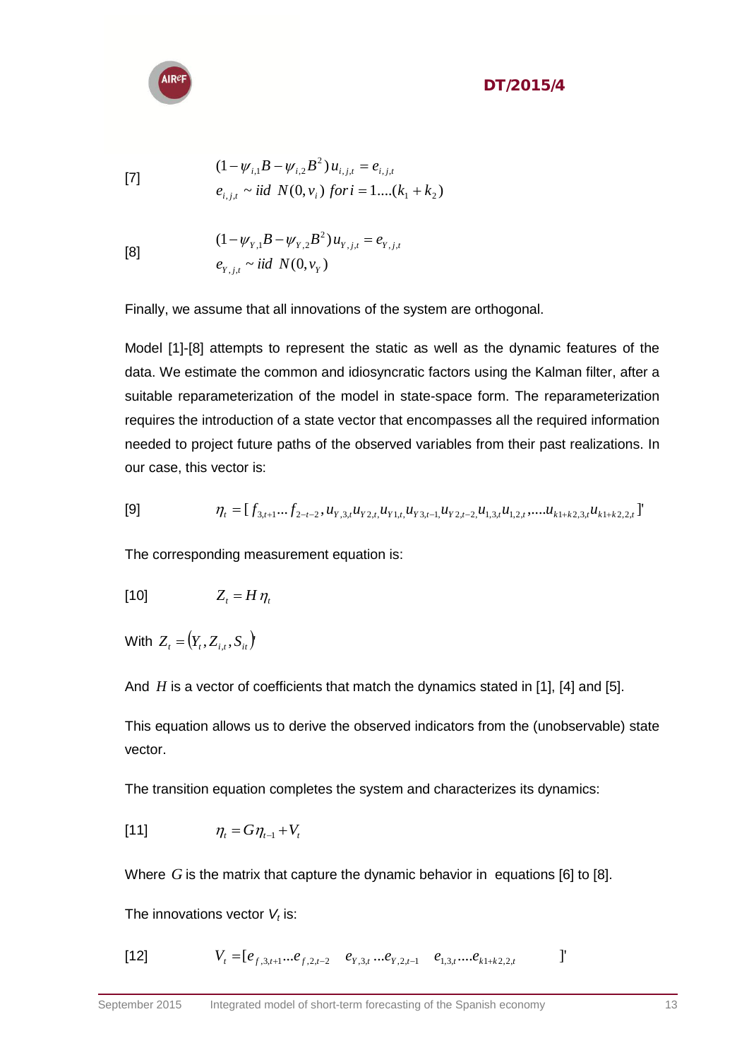[7] $$(1-\psi_{i,1}B-\psi_{i,2}B^2)\,u_{i,j,t}=e_{i,j,t}$$
$$e_{i,j,t}\sim iid\ N(0,v_i)\ for\,i=1....(k_1+k_2)$$

[8] $$(1-\psi_{Y,1}B-\psi_{Y,2}B^2)\,u_{Y,j,t}=e_{Y,j,t}$$
$$e_{Y,j,t}\sim iid\ N(0,v_Y)$$

Finally, we assume that all innovations of the system are orthogonal.

Model [1]-[8] attempts to represent the static as well as the dynamic features of the data. We estimate the common and idiosyncratic factors using the Kalman filter, after a suitable reparameterization of the model in state-space form. The reparameterization requires the introduction of a state vector that encompasses all the required information needed to project future paths of the observed variables from their past realizations. In our case, this vector is:

[9] $$\eta_t=[\,f_{3,t+1}...f_{2-t-2},u_{Y,3,t}u_{Y2,t,}u_{Y1,t,}u_{Y3,t-1,}u_{Y2,t-2,}u_{1,3,t}u_{1,2,t},....u_{k1+k2,3,t}u_{k1+k2,2,t}]'$$

The corresponding measurement equation is:

[10] $$Z_t=H\,\eta_t$$

With $Z_t=(Y_t,Z_{i,t},S_{it})'$

And $H$ is a vector of coefficients that match the dynamics stated in [1], [4] and [5].

This equation allows us to derive the observed indicators from the (unobservable) state vector.

The transition equation completes the system and characterizes its dynamics:

[11] $$\eta_t=G\eta_{t-1}+V_t$$

Where $G$ is the matrix that capture the dynamic behavior in equations [6] to [8].

The innovations vector $V_t$ is:

[12] $$V_t=[e_{f,3,t+1}...e_{f,2,t-2}\quad e_{Y,3,t}...e_{Y,2,t-1}\quad e_{1,3,t}....e_{k1+k2,2,t}\qquad]'$$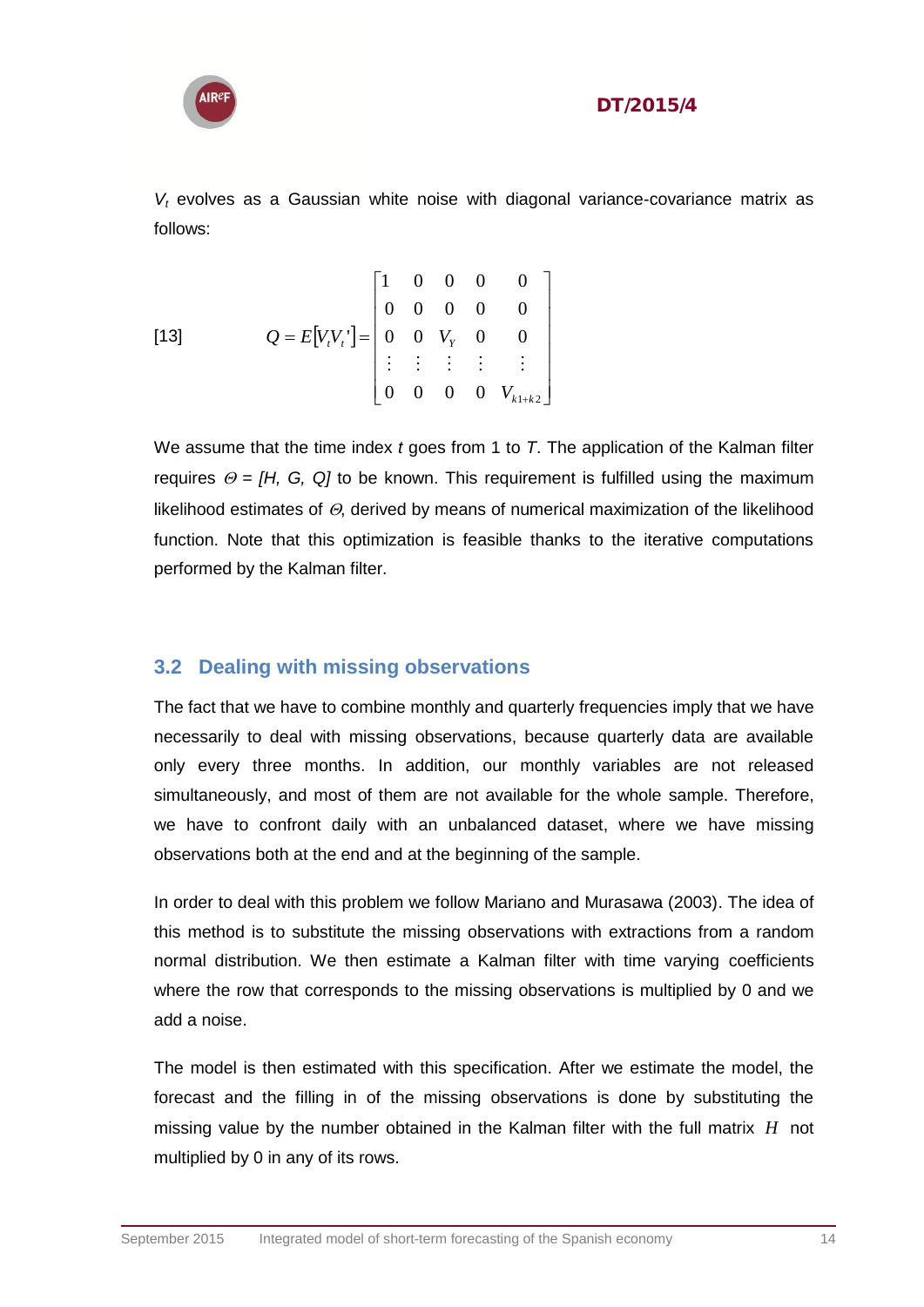$V_t$ evolves as a Gaussian white noise with diagonal variance-covariance matrix as follows:

$$
[13] \qquad Q = E[V_t V_t'] = \begin{bmatrix} 1 & 0 & 0 & 0 & 0 \\ 0 & 0 & 0 & 0 & 0 \\ 0 & 0 & V_Y & 0 & 0 \\ \vdots & \vdots & \vdots & \vdots & \vdots \\ 0 & 0 & 0 & 0 & V_{k1+k2} \end{bmatrix}
$$

We assume that the time index $t$ goes from 1 to $T$. The application of the Kalman filter requires $\Theta = [H, G, Q]$ to be known. This requirement is fulfilled using the maximum likelihood estimates of $\Theta$, derived by means of numerical maximization of the likelihood function. Note that this optimization is feasible thanks to the iterative computations performed by the Kalman filter.

## 3.2 Dealing with missing observations

The fact that we have to combine monthly and quarterly frequencies imply that we have necessarily to deal with missing observations, because quarterly data are available only every three months. In addition, our monthly variables are not released simultaneously, and most of them are not available for the whole sample. Therefore, we have to confront daily with an unbalanced dataset, where we have missing observations both at the end and at the beginning of the sample.

In order to deal with this problem we follow Mariano and Murasawa (2003). The idea of this method is to substitute the missing observations with extractions from a random normal distribution. We then estimate a Kalman filter with time varying coefficients where the row that corresponds to the missing observations is multiplied by 0 and we add a noise.

The model is then estimated with this specification. After we estimate the model, the forecast and the filling in of the missing observations is done by substituting the missing value by the number obtained in the Kalman filter with the full matrix $H$ not multiplied by 0 in any of its rows.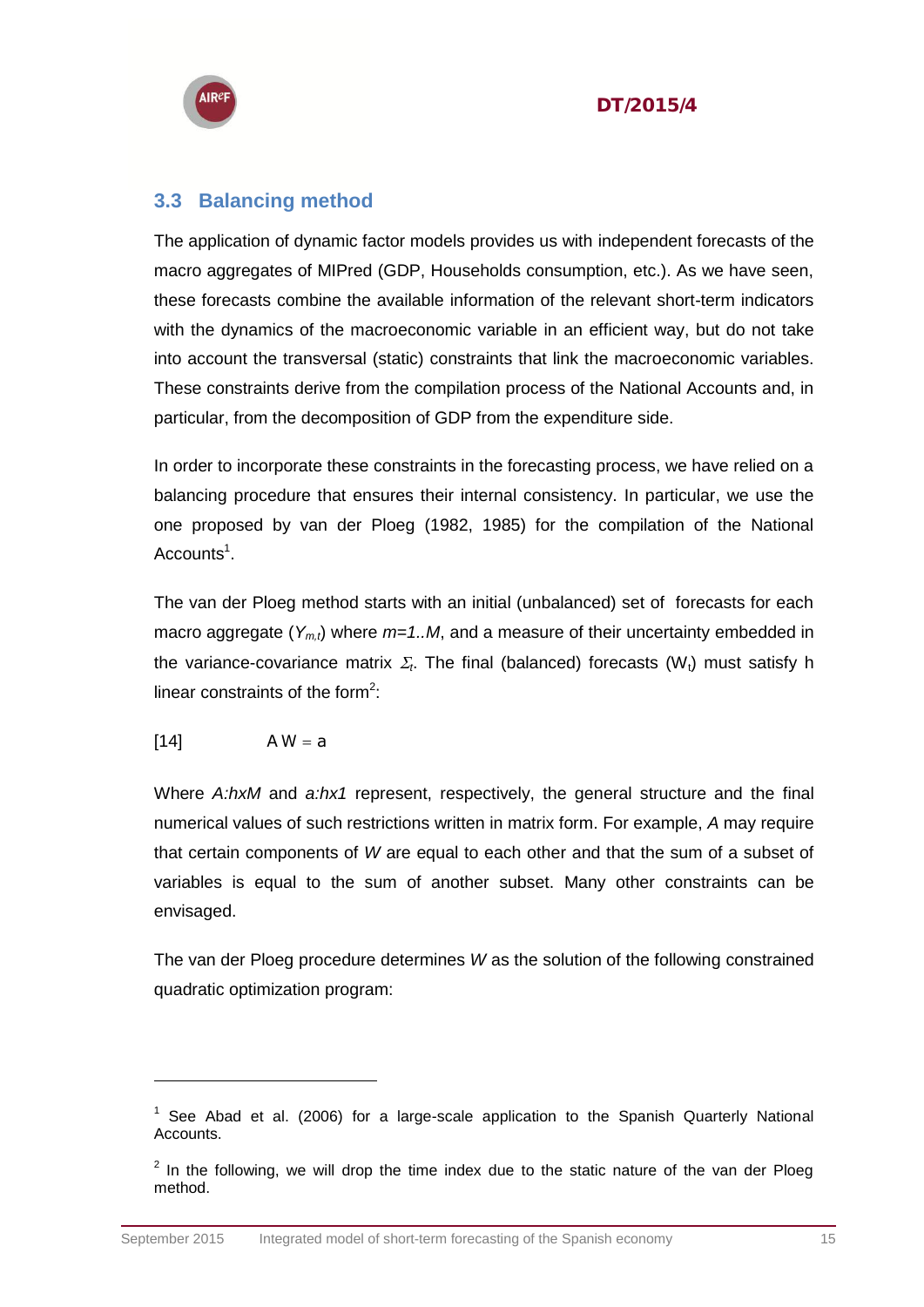## 3.3 Balancing method

The application of dynamic factor models provides us with independent forecasts of the macro aggregates of MIPred (GDP, Households consumption, etc.). As we have seen, these forecasts combine the available information of the relevant short-term indicators with the dynamics of the macroeconomic variable in an efficient way, but do not take into account the transversal (static) constraints that link the macroeconomic variables. These constraints derive from the compilation process of the National Accounts and, in particular, from the decomposition of GDP from the expenditure side.

In order to incorporate these constraints in the forecasting process, we have relied on a balancing procedure that ensures their internal consistency. In particular, we use the one proposed by van der Ploeg (1982, 1985) for the compilation of the National Accounts[1].

The van der Ploeg method starts with an initial (unbalanced) set of forecasts for each macro aggregate ($Y_{m,t}$) where $m=1..M$, and a measure of their uncertainty embedded in the variance-covariance matrix $\Sigma_t$. The final (balanced) forecasts ($W_t$) must satisfy h linear constraints of the form[2]:

$$[14] \qquad A\,W = a$$

Where $A$:$h$x$M$ and $a$:$h$x$1$ represent, respectively, the general structure and the final numerical values of such restrictions written in matrix form. For example, $A$ may require that certain components of $W$ are equal to each other and that the sum of a subset of variables is equal to the sum of another subset. Many other constraints can be envisaged.

The van der Ploeg procedure determines $W$ as the solution of the following constrained quadratic optimization program:

---

[1] See Abad et al. (2006) for a large-scale application to the Spanish Quarterly National Accounts.

[2] In the following, we will drop the time index due to the static nature of the van der Ploeg method.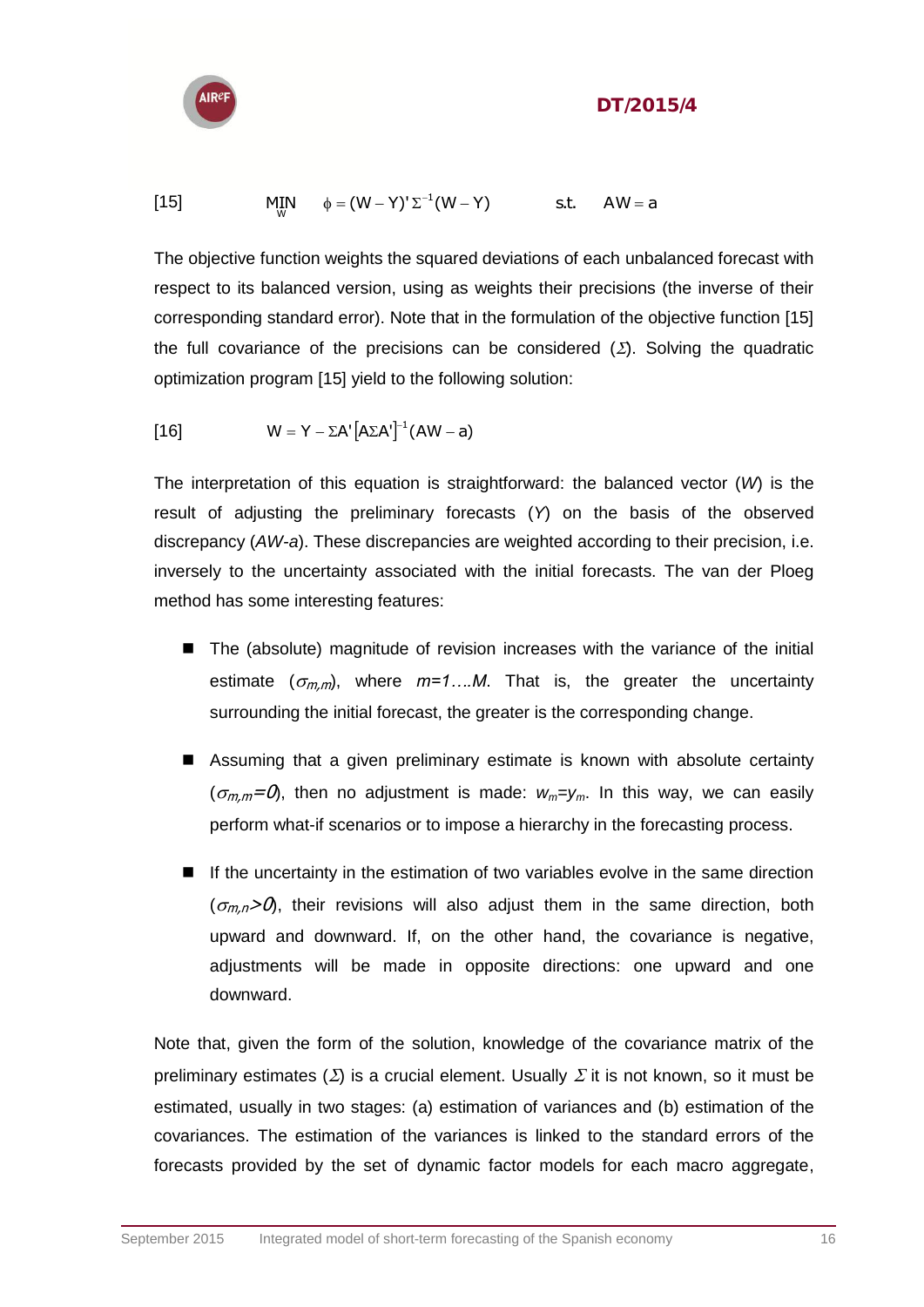$$[15] \qquad \underset{W}{\mathrm{MIN}} \quad \phi = (W - Y)' \Sigma^{-1} (W - Y) \qquad \text{s.t.} \quad AW = a$$

The objective function weights the squared deviations of each unbalanced forecast with respect to its balanced version, using as weights their precisions (the inverse of their corresponding standard error). Note that in the formulation of the objective function [15] the full covariance of the precisions can be considered ($\Sigma$). Solving the quadratic optimization program [15] yield to the following solution:

$$[16] \qquad W = Y - \Sigma A' \left[ A \Sigma A' \right]^{-1} (AW - a)$$

The interpretation of this equation is straightforward: the balanced vector ($W$) is the result of adjusting the preliminary forecasts ($Y$) on the basis of the observed discrepancy ($AW$-$a$). These discrepancies are weighted according to their precision, i.e. inversely to the uncertainty associated with the initial forecasts. The van der Ploeg method has some interesting features:

- The (absolute) magnitude of revision increases with the variance of the initial estimate ($\sigma_{m,m}$), where $m=1....M$. That is, the greater the uncertainty surrounding the initial forecast, the greater is the corresponding change.
- Assuming that a given preliminary estimate is known with absolute certainty ($\sigma_{m,m}=0$), then no adjustment is made: $w_m=y_m$. In this way, we can easily perform what-if scenarios or to impose a hierarchy in the forecasting process.
- If the uncertainty in the estimation of two variables evolve in the same direction ($\sigma_{m,n}>0$), their revisions will also adjust them in the same direction, both upward and downward. If, on the other hand, the covariance is negative, adjustments will be made in opposite directions: one upward and one downward.

Note that, given the form of the solution, knowledge of the covariance matrix of the preliminary estimates ($\Sigma$) is a crucial element. Usually $\Sigma$ it is not known, so it must be estimated, usually in two stages: (a) estimation of variances and (b) estimation of the covariances. The estimation of the variances is linked to the standard errors of the forecasts provided by the set of dynamic factor models for each macro aggregate,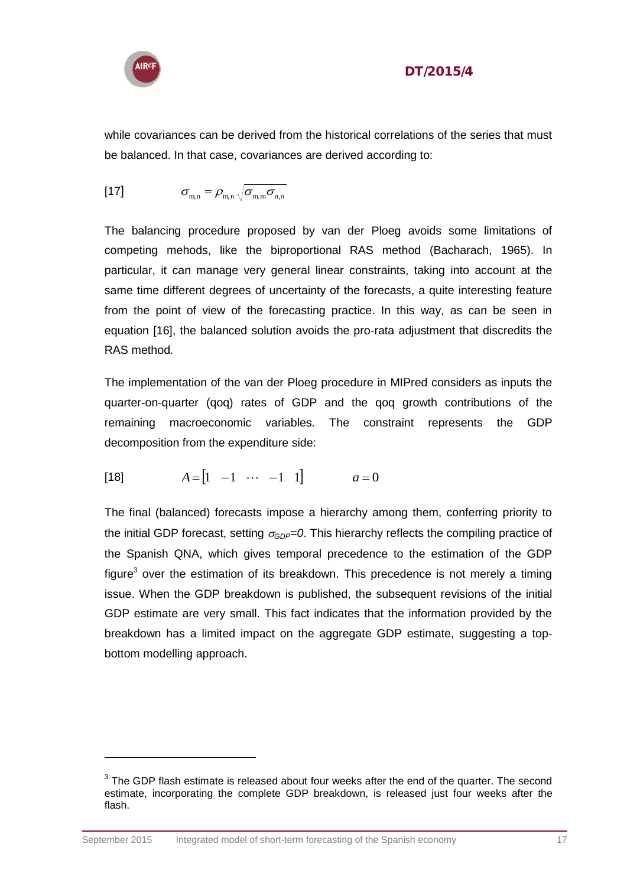while covariances can be derived from the historical correlations of the series that must be balanced. In that case, covariances are derived according to:

$$[17] \qquad \sigma_{m,n} = \rho_{m,n} \sqrt{\sigma_{m,m} \sigma_{n,n}}$$

The balancing procedure proposed by van der Ploeg avoids some limitations of competing mehods, like the biproportional RAS method (Bacharach, 1965). In particular, it can manage very general linear constraints, taking into account at the same time different degrees of uncertainty of the forecasts, a quite interesting feature from the point of view of the forecasting practice. In this way, as can be seen in equation [16], the balanced solution avoids the pro-rata adjustment that discredits the RAS method.

The implementation of the van der Ploeg procedure in MIPred considers as inputs the quarter-on-quarter (qoq) rates of GDP and the qoq growth contributions of the remaining macroeconomic variables. The constraint represents the GDP decomposition from the expenditure side:

$$[18] \qquad A = \begin{bmatrix} 1 & -1 & \cdots & -1 & 1 \end{bmatrix} \qquad a = 0$$

The final (balanced) forecasts impose a hierarchy among them, conferring priority to the initial GDP forecast, setting $\sigma_{GDP}=0$. This hierarchy reflects the compiling practice of the Spanish QNA, which gives temporal precedence to the estimation of the GDP figure[3] over the estimation of its breakdown. This precedence is not merely a timing issue. When the GDP breakdown is published, the subsequent revisions of the initial GDP estimate are very small. This fact indicates that the information provided by the breakdown has a limited impact on the aggregate GDP estimate, suggesting a top-bottom modelling approach.

---

[3] The GDP flash estimate is released about four weeks after the end of the quarter. The second estimate, incorporating the complete GDP breakdown, is released just four weeks after the flash.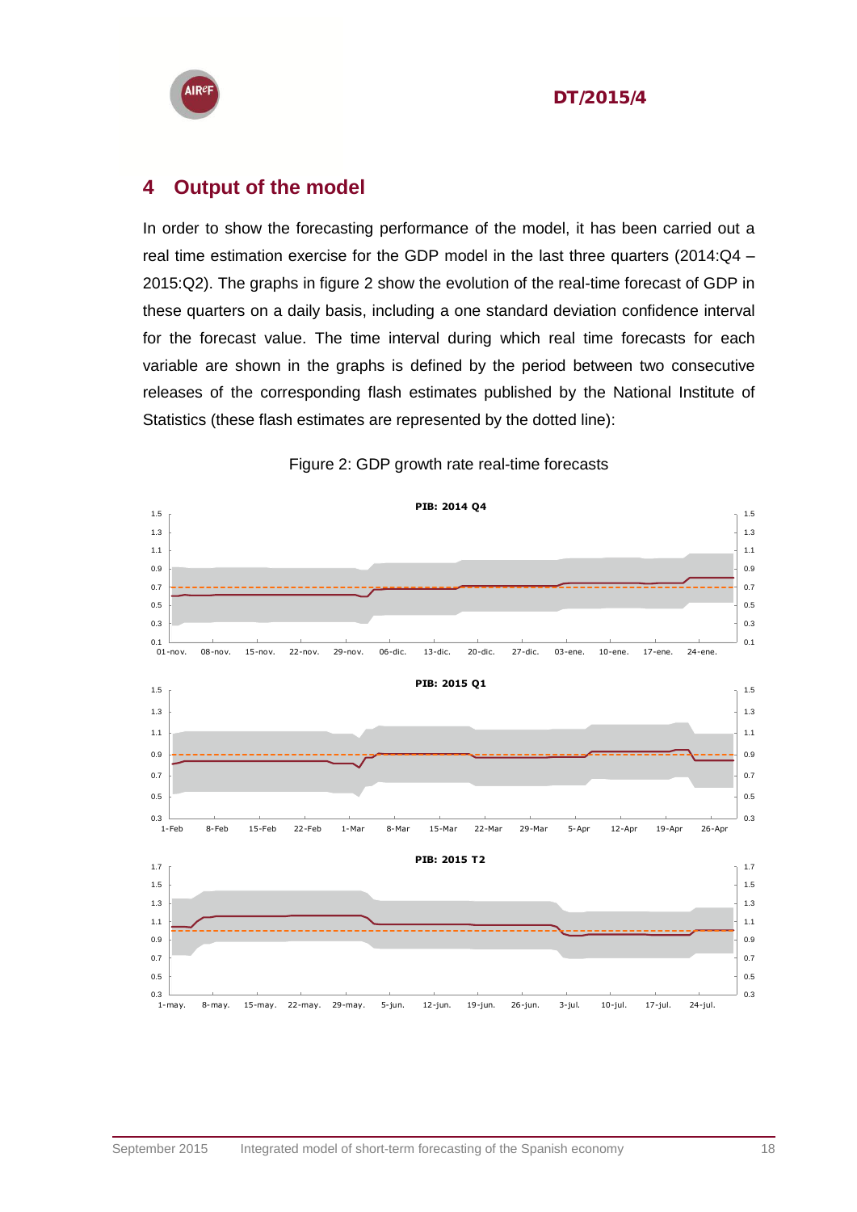## 4 Output of the model

In order to show the forecasting performance of the model, it has been carried out a real time estimation exercise for the GDP model in the last three quarters (2014:Q4 – 2015:Q2). The graphs in figure 2 show the evolution of the real-time forecast of GDP in these quarters on a daily basis, including a one standard deviation confidence interval for the forecast value. The time interval during which real time forecasts for each variable are shown in the graphs is defined by the period between two consecutive releases of the corresponding flash estimates published by the National Institute of Statistics (these flash estimates are represented by the dotted line):

Figure 2: GDP growth rate real-time forecasts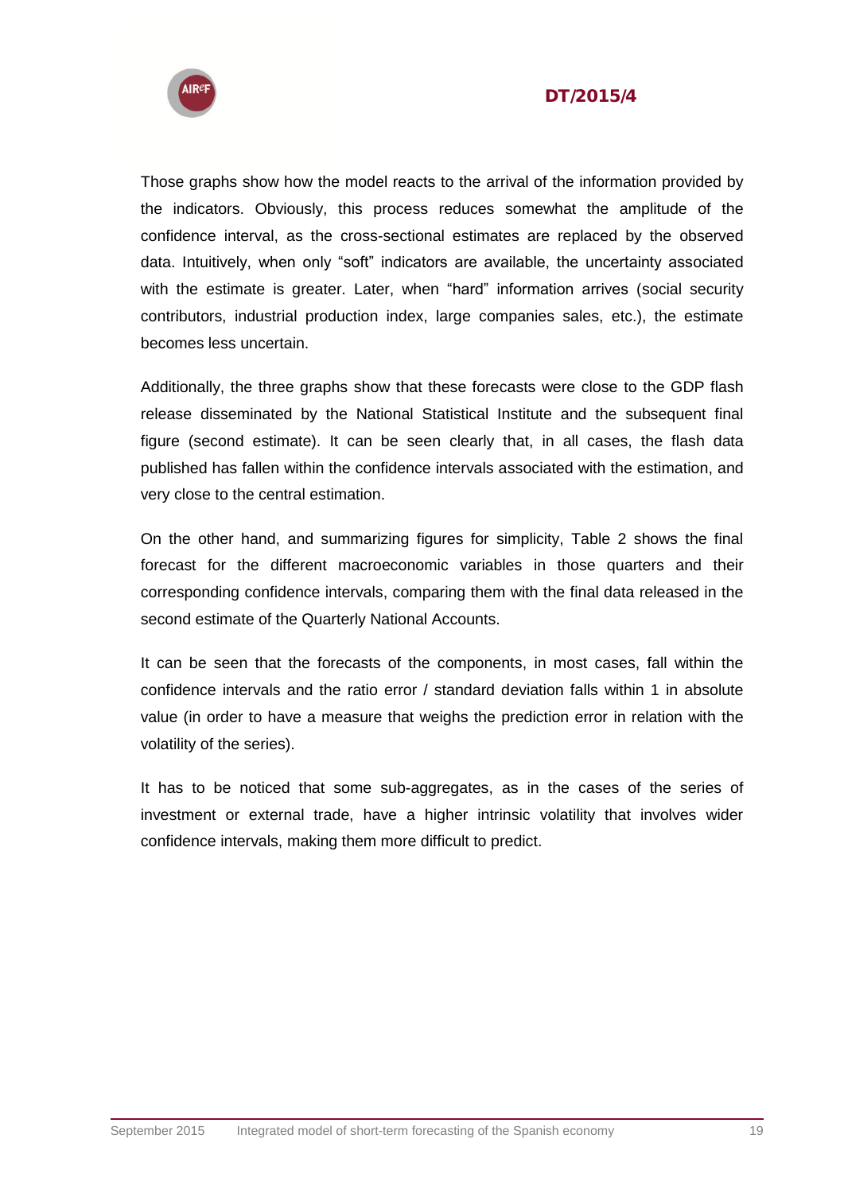Those graphs show how the model reacts to the arrival of the information provided by the indicators. Obviously, this process reduces somewhat the amplitude of the confidence interval, as the cross-sectional estimates are replaced by the observed data. Intuitively, when only "soft" indicators are available, the uncertainty associated with the estimate is greater. Later, when "hard" information arrives (social security contributors, industrial production index, large companies sales, etc.), the estimate becomes less uncertain.

Additionally, the three graphs show that these forecasts were close to the GDP flash release disseminated by the National Statistical Institute and the subsequent final figure (second estimate). It can be seen clearly that, in all cases, the flash data published has fallen within the confidence intervals associated with the estimation, and very close to the central estimation.

On the other hand, and summarizing figures for simplicity, Table 2 shows the final forecast for the different macroeconomic variables in those quarters and their corresponding confidence intervals, comparing them with the final data released in the second estimate of the Quarterly National Accounts.

It can be seen that the forecasts of the components, in most cases, fall within the confidence intervals and the ratio error / standard deviation falls within 1 in absolute value (in order to have a measure that weighs the prediction error in relation with the volatility of the series).

It has to be noticed that some sub-aggregates, as in the cases of the series of investment or external trade, have a higher intrinsic volatility that involves wider confidence intervals, making them more difficult to predict.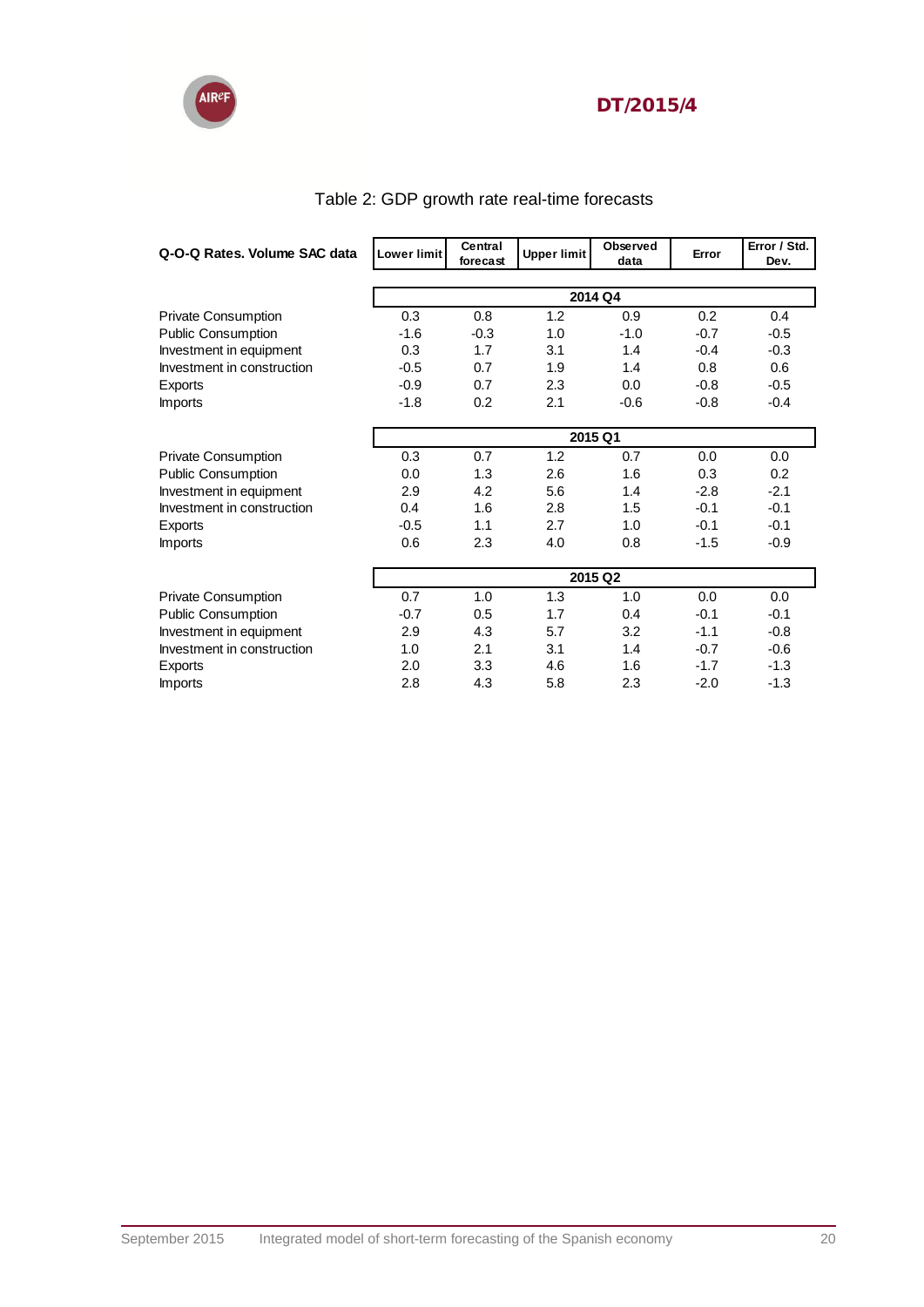Table 2: GDP growth rate real-time forecasts

| Q-O-Q Rates. Volume SAC data | Lower limit | Central forecast | Upper limit | Observed data | Error | Error / Std. Dev. |
|---|---|---|---|---|---|---|
| **2014 Q4** | | | | | | |
| Private Consumption | 0.3 | 0.8 | 1.2 | 0.9 | 0.2 | 0.4 |
| Public Consumption | -1.6 | -0.3 | 1.0 | -1.0 | -0.7 | -0.5 |
| Investment in equipment | 0.3 | 1.7 | 3.1 | 1.4 | -0.4 | -0.3 |
| Investment in construction | -0.5 | 0.7 | 1.9 | 1.4 | 0.8 | 0.6 |
| Exports | -0.9 | 0.7 | 2.3 | 0.0 | -0.8 | -0.5 |
| Imports | -1.8 | 0.2 | 2.1 | -0.6 | -0.8 | -0.4 |
| **2015 Q1** | | | | | | |
| Private Consumption | 0.3 | 0.7 | 1.2 | 0.7 | 0.0 | 0.0 |
| Public Consumption | 0.0 | 1.3 | 2.6 | 1.6 | 0.3 | 0.2 |
| Investment in equipment | 2.9 | 4.2 | 5.6 | 1.4 | -2.8 | -2.1 |
| Investment in construction | 0.4 | 1.6 | 2.8 | 1.5 | -0.1 | -0.1 |
| Exports | -0.5 | 1.1 | 2.7 | 1.0 | -0.1 | -0.1 |
| Imports | 0.6 | 2.3 | 4.0 | 0.8 | -1.5 | -0.9 |
| **2015 Q2** | | | | | | |
| Private Consumption | 0.7 | 1.0 | 1.3 | 1.0 | 0.0 | 0.0 |
| Public Consumption | -0.7 | 0.5 | 1.7 | 0.4 | -0.1 | -0.1 |
| Investment in equipment | 2.9 | 4.3 | 5.7 | 3.2 | -1.1 | -0.8 |
| Investment in construction | 1.0 | 2.1 | 3.1 | 1.4 | -0.7 | -0.6 |
| Exports | 2.0 | 3.3 | 4.6 | 1.6 | -1.7 | -1.3 |
| Imports | 2.8 | 4.3 | 5.8 | 2.3 | -2.0 | -1.3 |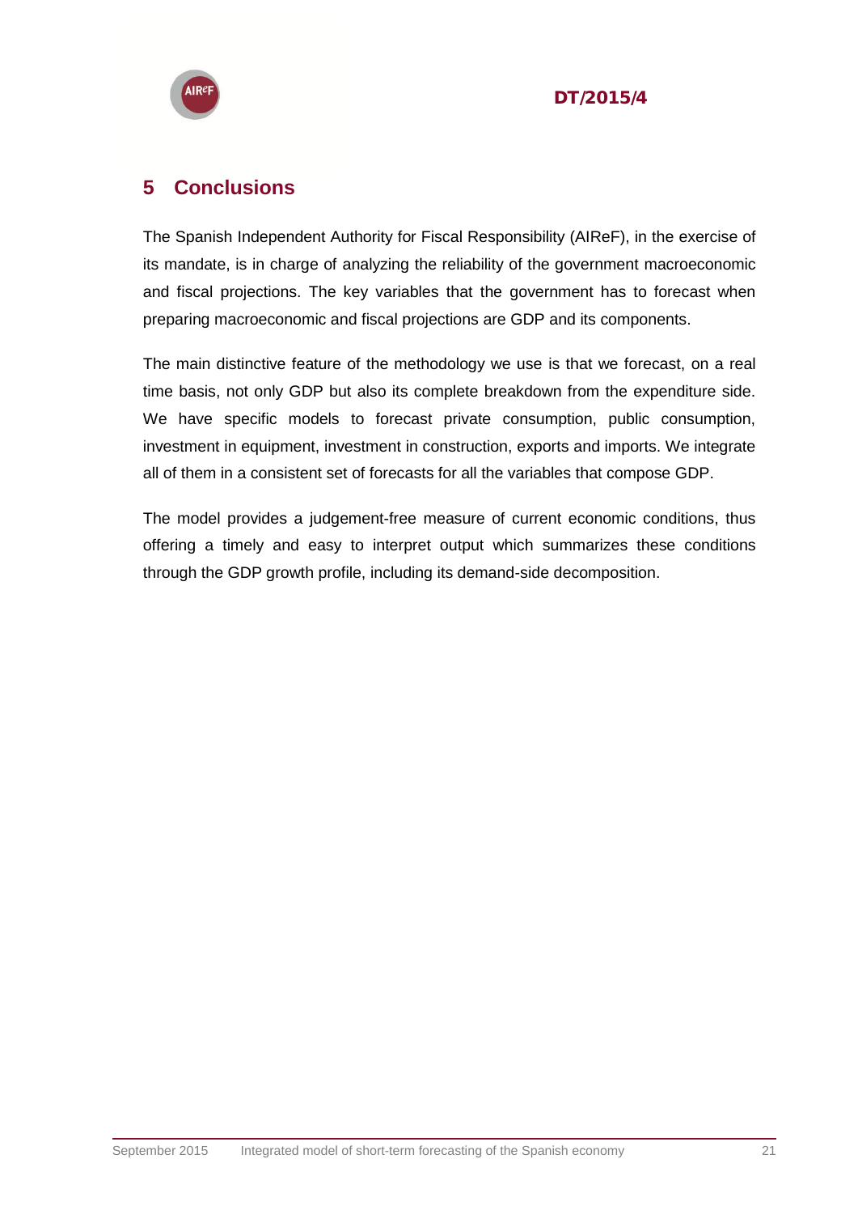## 5 Conclusions

The Spanish Independent Authority for Fiscal Responsibility (AIReF), in the exercise of its mandate, is in charge of analyzing the reliability of the government macroeconomic and fiscal projections. The key variables that the government has to forecast when preparing macroeconomic and fiscal projections are GDP and its components.

The main distinctive feature of the methodology we use is that we forecast, on a real time basis, not only GDP but also its complete breakdown from the expenditure side. We have specific models to forecast private consumption, public consumption, investment in equipment, investment in construction, exports and imports. We integrate all of them in a consistent set of forecasts for all the variables that compose GDP.

The model provides a judgement-free measure of current economic conditions, thus offering a timely and easy to interpret output which summarizes these conditions through the GDP growth profile, including its demand-side decomposition.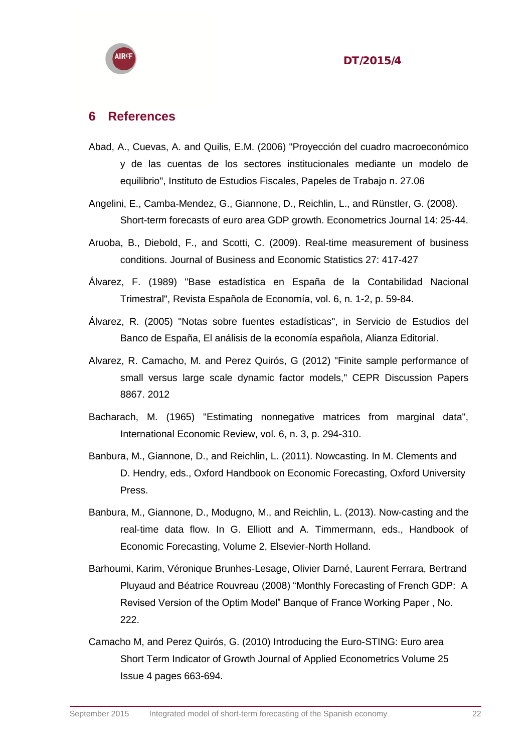## 6 References

Abad, A., Cuevas, A. and Quilis, E.M. (2006) "Proyección del cuadro macroeconómico y de las cuentas de los sectores institucionales mediante un modelo de equilibrio", Instituto de Estudios Fiscales, Papeles de Trabajo n. 27.06

Angelini, E., Camba-Mendez, G., Giannone, D., Reichlin, L., and Rünstler, G. (2008). Short-term forecasts of euro area GDP growth. Econometrics Journal 14: 25-44.

Aruoba, B., Diebold, F., and Scotti, C. (2009). Real-time measurement of business conditions. Journal of Business and Economic Statistics 27: 417-427

Álvarez, F. (1989) "Base estadística en España de la Contabilidad Nacional Trimestral", Revista Española de Economía, vol. 6, n. 1-2, p. 59-84.

Álvarez, R. (2005) "Notas sobre fuentes estadísticas", in Servicio de Estudios del Banco de España, El análisis de la economía española, Alianza Editorial.

Alvarez, R. Camacho, M. and Perez Quirós, G (2012) "Finite sample performance of small versus large scale dynamic factor models," CEPR Discussion Papers 8867. 2012

Bacharach, M. (1965) "Estimating nonnegative matrices from marginal data", International Economic Review, vol. 6, n. 3, p. 294-310.

Banbura, M., Giannone, D., and Reichlin, L. (2011). Nowcasting. In M. Clements and D. Hendry, eds., Oxford Handbook on Economic Forecasting, Oxford University Press.

Banbura, M., Giannone, D., Modugno, M., and Reichlin, L. (2013). Now-casting and the real-time data flow. In G. Elliott and A. Timmermann, eds., Handbook of Economic Forecasting, Volume 2, Elsevier-North Holland.

Barhoumi, Karim, Véronique Brunhes-Lesage, Olivier Darné, Laurent Ferrara, Bertrand Pluyaud and Béatrice Rouvreau (2008) "Monthly Forecasting of French GDP: A Revised Version of the Optim Model" Banque of France Working Paper , No. 222.

Camacho M, and Perez Quirós, G. (2010) Introducing the Euro-STING: Euro area Short Term Indicator of Growth Journal of Applied Econometrics Volume 25 Issue 4 pages 663-694.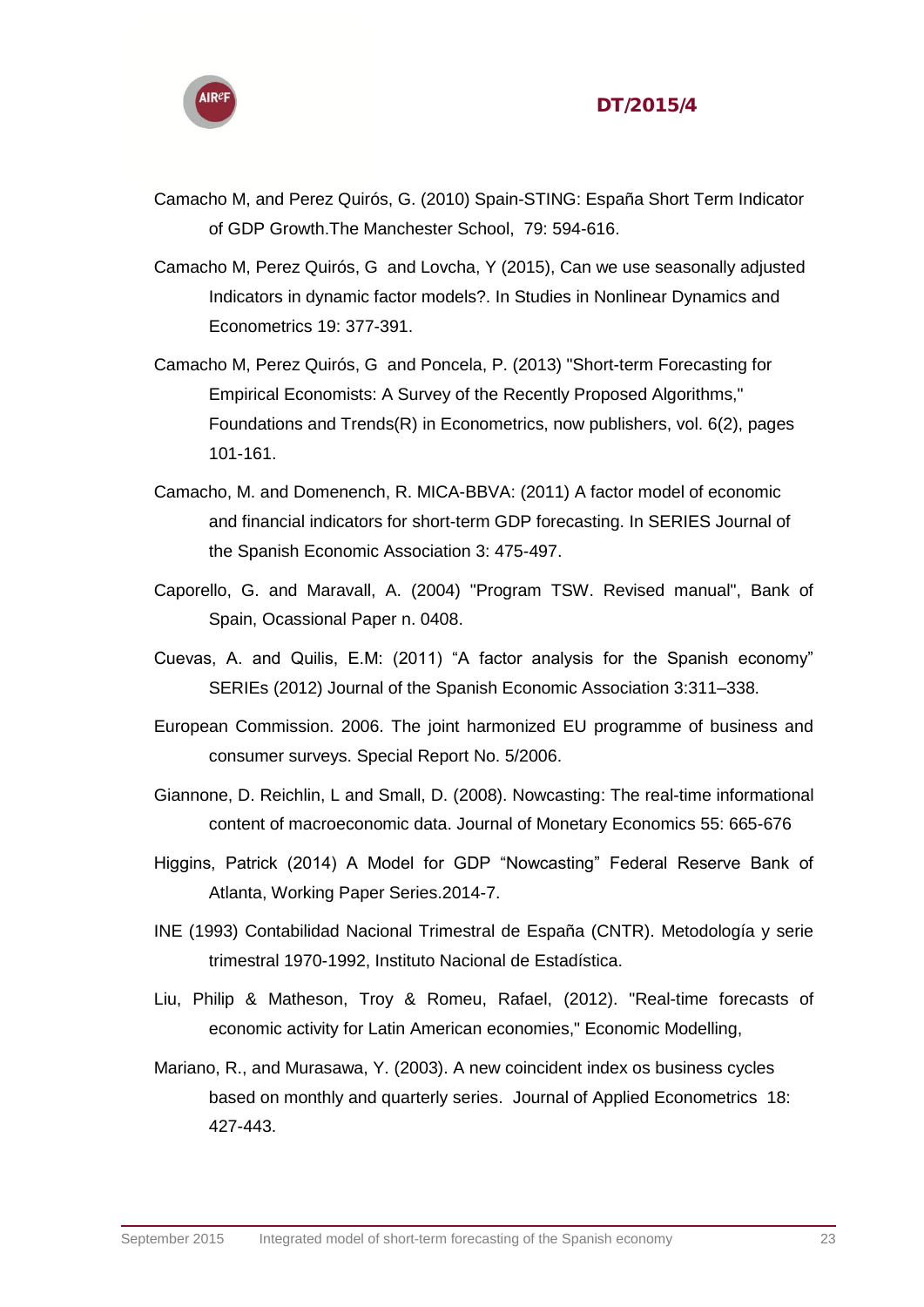Camacho M, and Perez Quirós, G. (2010) Spain-STING: España Short Term Indicator of GDP Growth.The Manchester School, 79: 594-616.

Camacho M, Perez Quirós, G and Lovcha, Y (2015), Can we use seasonally adjusted Indicators in dynamic factor models?. In Studies in Nonlinear Dynamics and Econometrics 19: 377-391.

Camacho M, Perez Quirós, G and Poncela, P. (2013) "Short-term Forecasting for Empirical Economists: A Survey of the Recently Proposed Algorithms," Foundations and Trends(R) in Econometrics, now publishers, vol. 6(2), pages 101-161.

Camacho, M. and Domenench, R. MICA-BBVA: (2011) A factor model of economic and financial indicators for short-term GDP forecasting. In SERIES Journal of the Spanish Economic Association 3: 475-497.

Caporello, G. and Maravall, A. (2004) "Program TSW. Revised manual", Bank of Spain, Ocassional Paper n. 0408.

Cuevas, A. and Quilis, E.M: (2011) "A factor analysis for the Spanish economy" SERIEs (2012) Journal of the Spanish Economic Association 3:311–338.

European Commission. 2006. The joint harmonized EU programme of business and consumer surveys. Special Report No. 5/2006.

Giannone, D. Reichlin, L and Small, D. (2008). Nowcasting: The real-time informational content of macroeconomic data. Journal of Monetary Economics 55: 665-676

Higgins, Patrick (2014) A Model for GDP "Nowcasting" Federal Reserve Bank of Atlanta, Working Paper Series.2014-7.

INE (1993) Contabilidad Nacional Trimestral de España (CNTR). Metodología y serie trimestral 1970-1992, Instituto Nacional de Estadística.

Liu, Philip & Matheson, Troy & Romeu, Rafael, (2012). "Real-time forecasts of economic activity for Latin American economies," Economic Modelling,

Mariano, R., and Murasawa, Y. (2003). A new coincident index os business cycles based on monthly and quarterly series. Journal of Applied Econometrics 18: 427-443.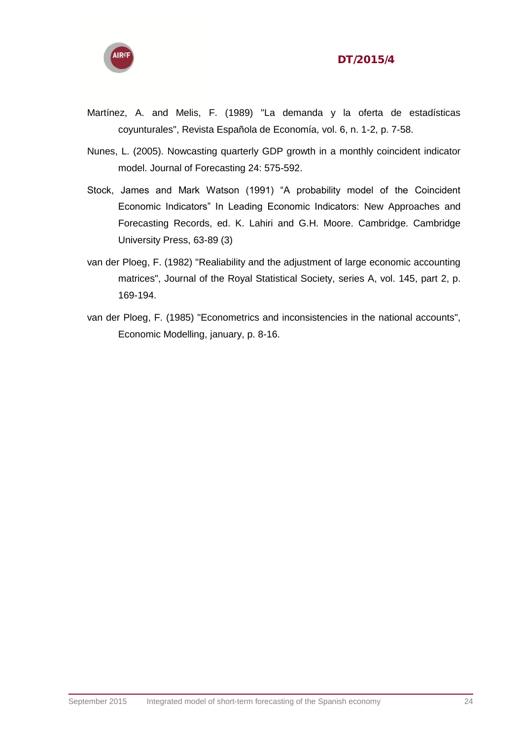Martínez, A. and Melis, F. (1989) "La demanda y la oferta de estadísticas coyunturales", Revista Española de Economía, vol. 6, n. 1-2, p. 7-58.

Nunes, L. (2005). Nowcasting quarterly GDP growth in a monthly coincident indicator model. Journal of Forecasting 24: 575-592.

Stock, James and Mark Watson (1991) "A probability model of the Coincident Economic Indicators" In Leading Economic Indicators: New Approaches and Forecasting Records, ed. K. Lahiri and G.H. Moore. Cambridge. Cambridge University Press, 63-89 (3)

van der Ploeg, F. (1982) "Realiability and the adjustment of large economic accounting matrices", Journal of the Royal Statistical Society, series A, vol. 145, part 2, p. 169-194.

van der Ploeg, F. (1985) "Econometrics and inconsistencies in the national accounts", Economic Modelling, january, p. 8-16.